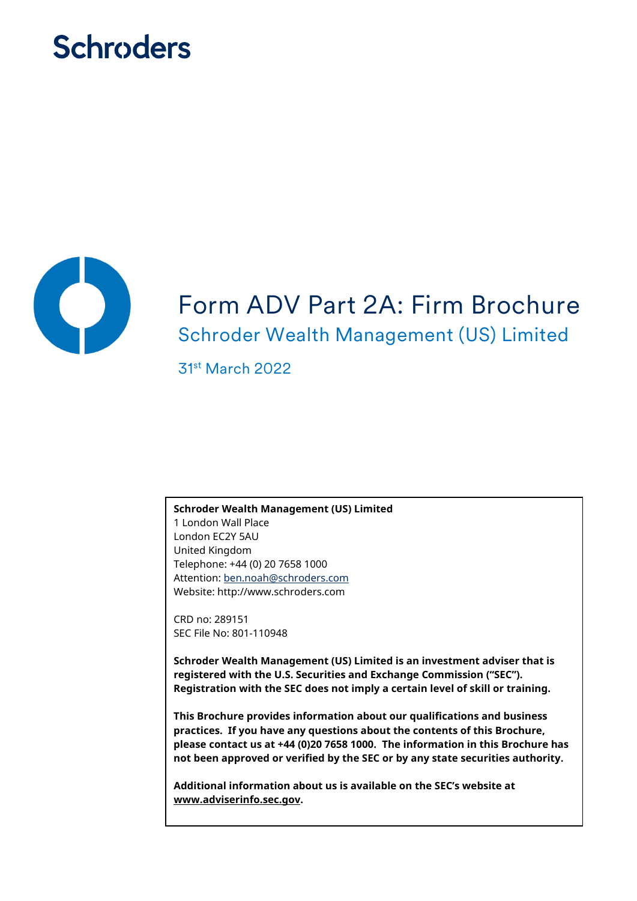Schroders

# Form ADV Part 2A: Firm Brochure

## Schroder Wealth Management (US) Limited

31st March 2022

**Schroder Wealth Management (US) Limited**
1 London Wall Place
London EC2Y 5AU
United Kingdom
Telephone: +44 (0) 20 7658 1000
Attention: ben.noah@schroders.com
Website: http://www.schroders.com

CRD no: 289151
SEC File No: 801-110948

**Schroder Wealth Management (US) Limited is an investment adviser that is registered with the U.S. Securities and Exchange Commission ("SEC"). Registration with the SEC does not imply a certain level of skill or training.**

**This Brochure provides information about our qualifications and business practices. If you have any questions about the contents of this Brochure, please contact us at +44 (0)20 7658 1000. The information in this Brochure has not been approved or verified by the SEC or by any state securities authority.**

**Additional information about us is available on the SEC's website at www.adviserinfo.sec.gov.**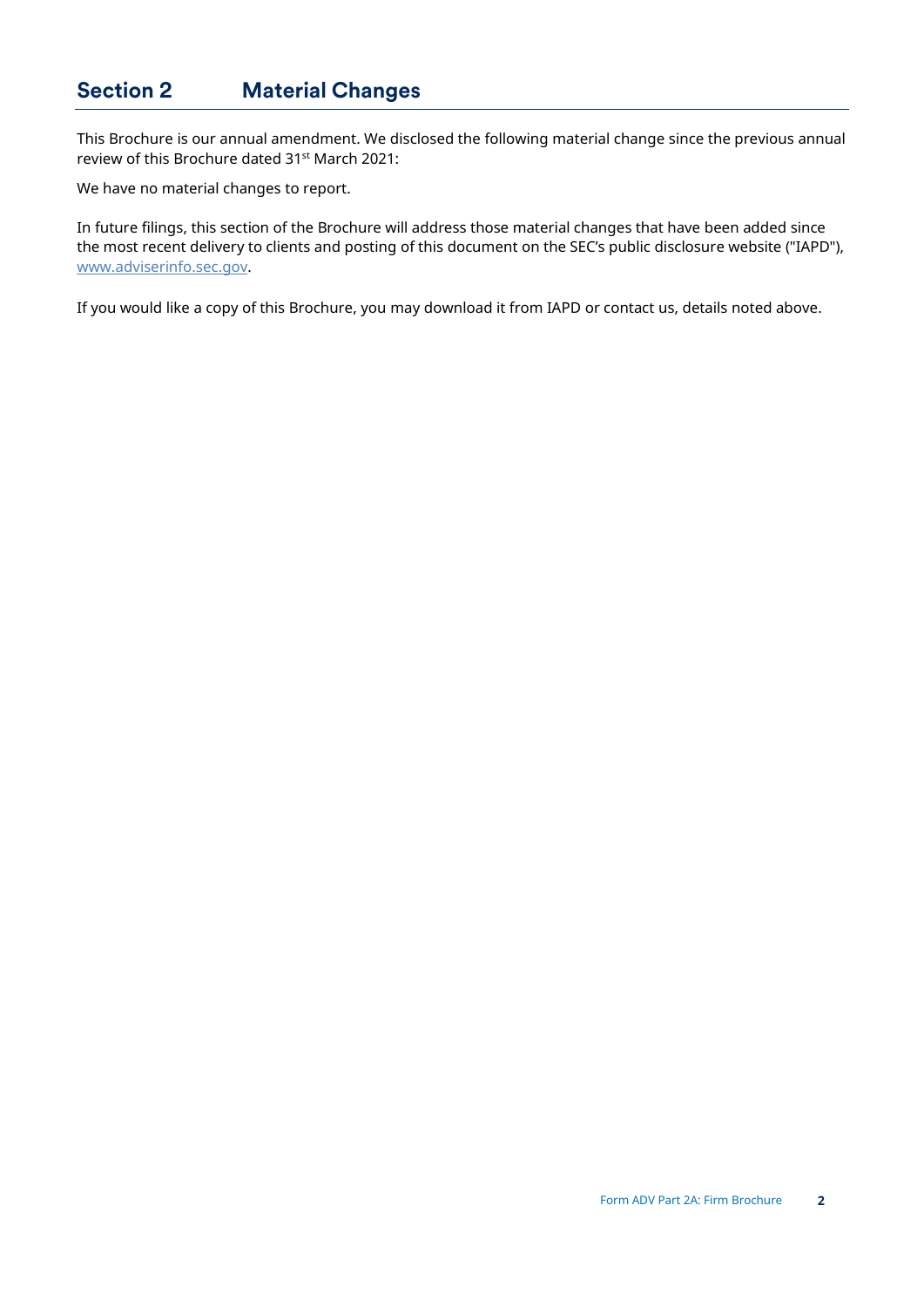## Section 2 Material Changes

This Brochure is our annual amendment. We disclosed the following material change since the previous annual review of this Brochure dated 31st March 2021:

We have no material changes to report.

In future filings, this section of the Brochure will address those material changes that have been added since the most recent delivery to clients and posting of this document on the SEC's public disclosure website ("IAPD"), www.adviserinfo.sec.gov.

If you would like a copy of this Brochure, you may download it from IAPD or contact us, details noted above.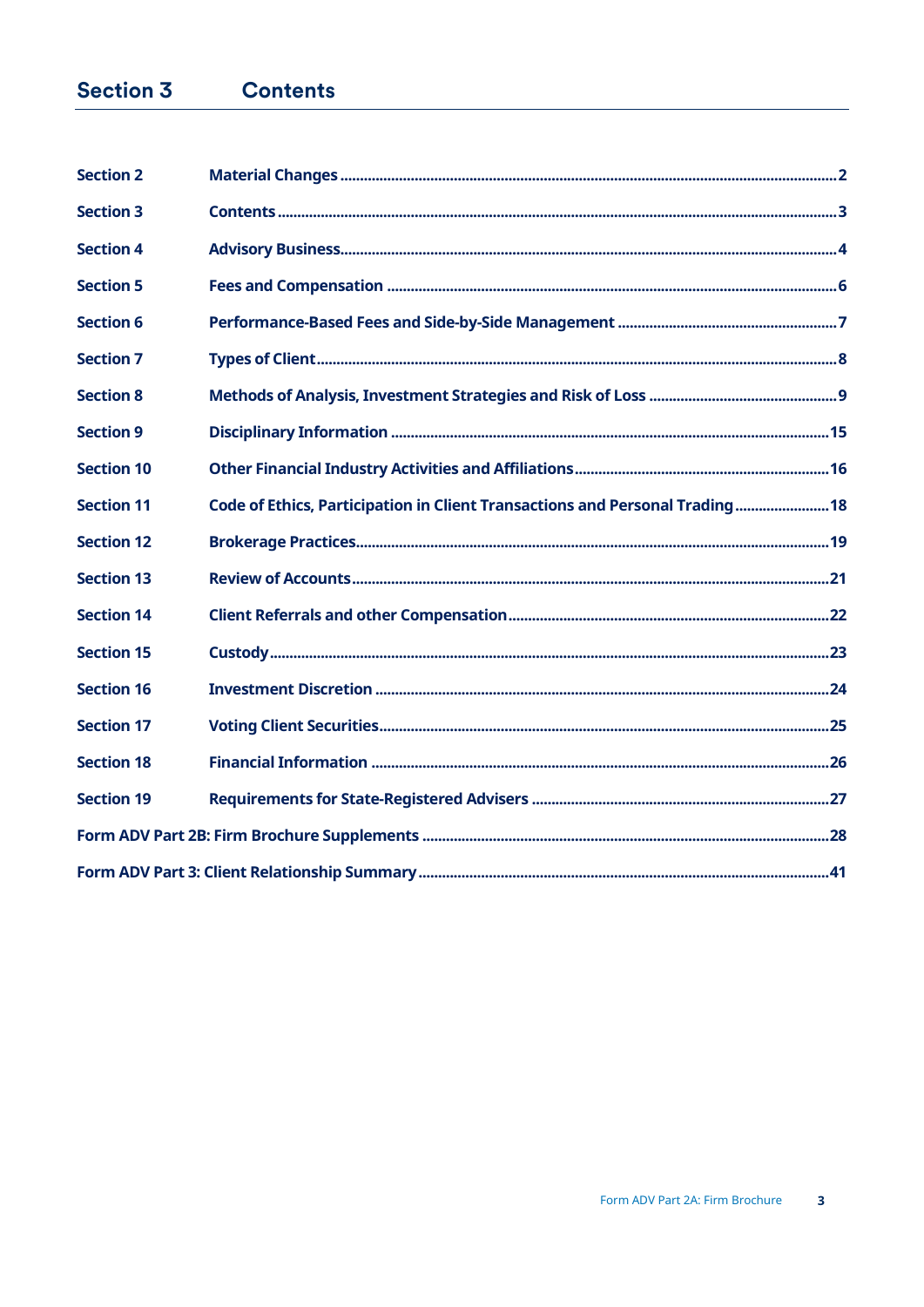# Section 3 Contents

| | | |
|---|---|---|
| Section 2 | Material Changes | 2 |
| Section 3 | Contents | 3 |
| Section 4 | Advisory Business | 4 |
| Section 5 | Fees and Compensation | 6 |
| Section 6 | Performance-Based Fees and Side-by-Side Management | 7 |
| Section 7 | Types of Client | 8 |
| Section 8 | Methods of Analysis, Investment Strategies and Risk of Loss | 9 |
| Section 9 | Disciplinary Information | 15 |
| Section 10 | Other Financial Industry Activities and Affiliations | 16 |
| Section 11 | Code of Ethics, Participation in Client Transactions and Personal Trading | 18 |
| Section 12 | Brokerage Practices | 19 |
| Section 13 | Review of Accounts | 21 |
| Section 14 | Client Referrals and other Compensation | 22 |
| Section 15 | Custody | 23 |
| Section 16 | Investment Discretion | 24 |
| Section 17 | Voting Client Securities | 25 |
| Section 18 | Financial Information | 26 |
| Section 19 | Requirements for State-Registered Advisers | 27 |
| Form ADV Part 2B: Firm Brochure Supplements | | 28 |
| Form ADV Part 3: Client Relationship Summary | | 41 |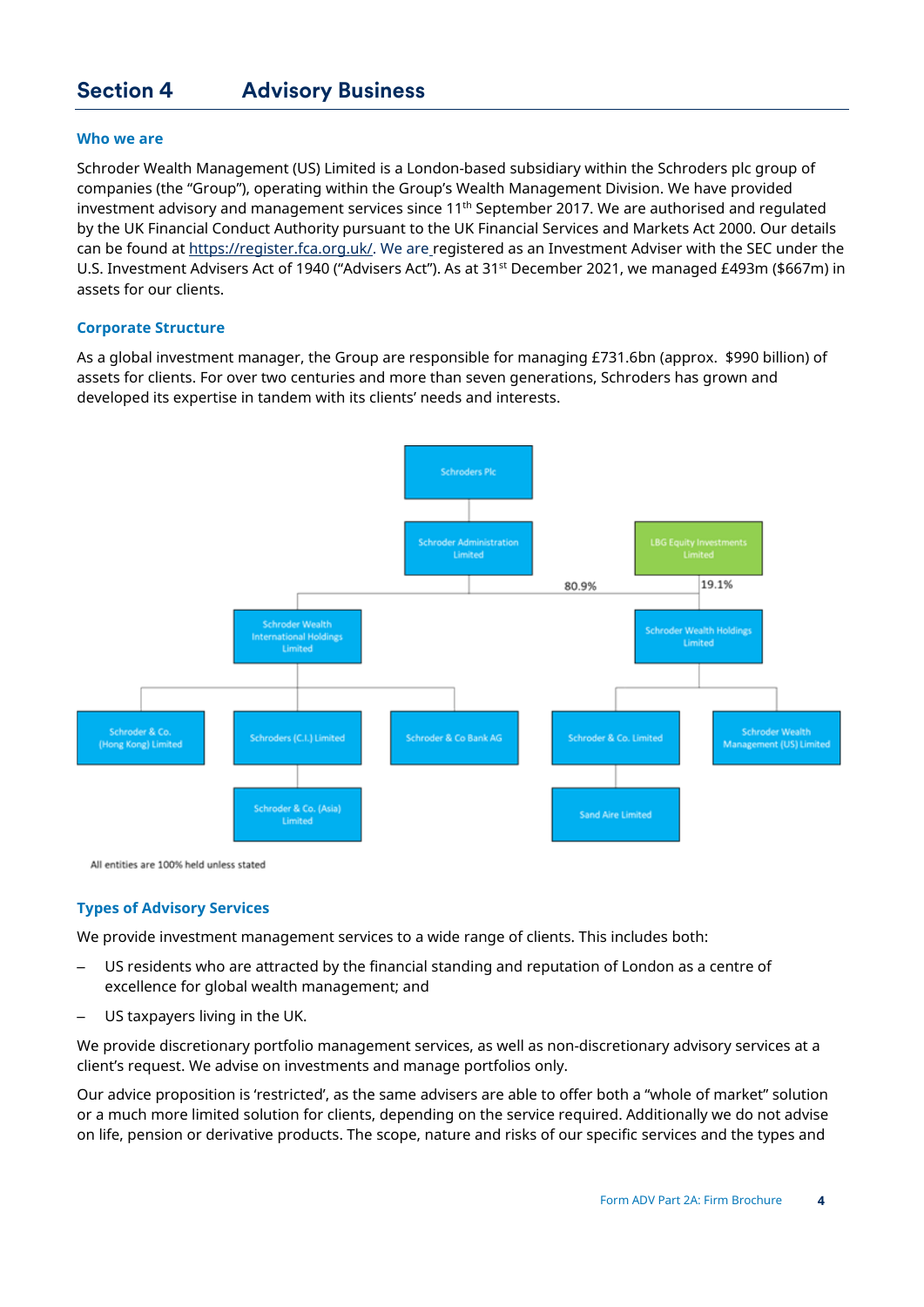## Section 4 Advisory Business

### Who we are

Schroder Wealth Management (US) Limited is a London-based subsidiary within the Schroders plc group of companies (the "Group"), operating within the Group's Wealth Management Division. We have provided investment advisory and management services since 11th September 2017. We are authorised and regulated by the UK Financial Conduct Authority pursuant to the UK Financial Services and Markets Act 2000. Our details can be found at https://register.fca.org.uk/. We are registered as an Investment Adviser with the SEC under the U.S. Investment Advisers Act of 1940 ("Advisers Act"). As at 31st December 2021, we managed £493m ($667m) in assets for our clients.

### Corporate Structure

As a global investment manager, the Group are responsible for managing £731.6bn (approx. $990 billion) of assets for clients. For over two centuries and more than seven generations, Schroders has grown and developed its expertise in tandem with its clients' needs and interests.

- Schroders Plc
  - Schroder Administration Limited
    - Schroder Wealth International Holdings Limited
      - Schroder & Co. (Hong Kong) Limited
      - Schroders (C.I.) Limited
        - Schroder & Co. (Asia) Limited
      - Schroder & Co Bank AG
    - Schroder Wealth Holdings Limited (80.9%)
      - Schroder & Co. Limited
        - Sand Aire Limited
      - Schroder Wealth Management (US) Limited
- LBG Equity Investments Limited
  - Schroder Wealth Holdings Limited (19.1%)

All entities are 100% held unless stated

### Types of Advisory Services

We provide investment management services to a wide range of clients. This includes both:

- US residents who are attracted by the financial standing and reputation of London as a centre of excellence for global wealth management; and
- US taxpayers living in the UK.

We provide discretionary portfolio management services, as well as non-discretionary advisory services at a client's request. We advise on investments and manage portfolios only.

Our advice proposition is 'restricted', as the same advisers are able to offer both a "whole of market" solution or a much more limited solution for clients, depending on the service required. Additionally we do not advise on life, pension or derivative products. The scope, nature and risks of our specific services and the types and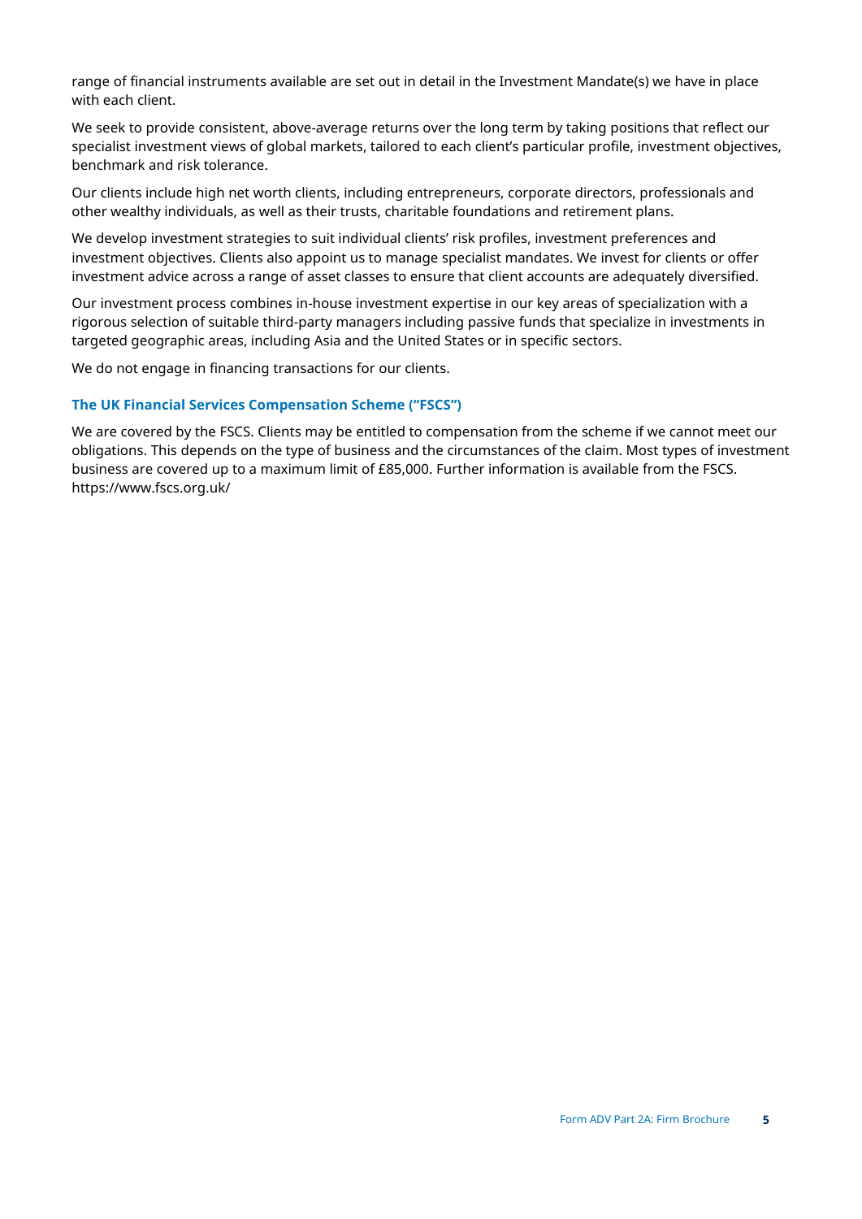range of financial instruments available are set out in detail in the Investment Mandate(s) we have in place with each client.

We seek to provide consistent, above-average returns over the long term by taking positions that reflect our specialist investment views of global markets, tailored to each client's particular profile, investment objectives, benchmark and risk tolerance.

Our clients include high net worth clients, including entrepreneurs, corporate directors, professionals and other wealthy individuals, as well as their trusts, charitable foundations and retirement plans.

We develop investment strategies to suit individual clients' risk profiles, investment preferences and investment objectives. Clients also appoint us to manage specialist mandates. We invest for clients or offer investment advice across a range of asset classes to ensure that client accounts are adequately diversified.

Our investment process combines in-house investment expertise in our key areas of specialization with a rigorous selection of suitable third-party managers including passive funds that specialize in investments in targeted geographic areas, including Asia and the United States or in specific sectors.

We do not engage in financing transactions for our clients.

### The UK Financial Services Compensation Scheme ("FSCS")

We are covered by the FSCS. Clients may be entitled to compensation from the scheme if we cannot meet our obligations. This depends on the type of business and the circumstances of the claim. Most types of investment business are covered up to a maximum limit of £85,000. Further information is available from the FSCS. https://www.fscs.org.uk/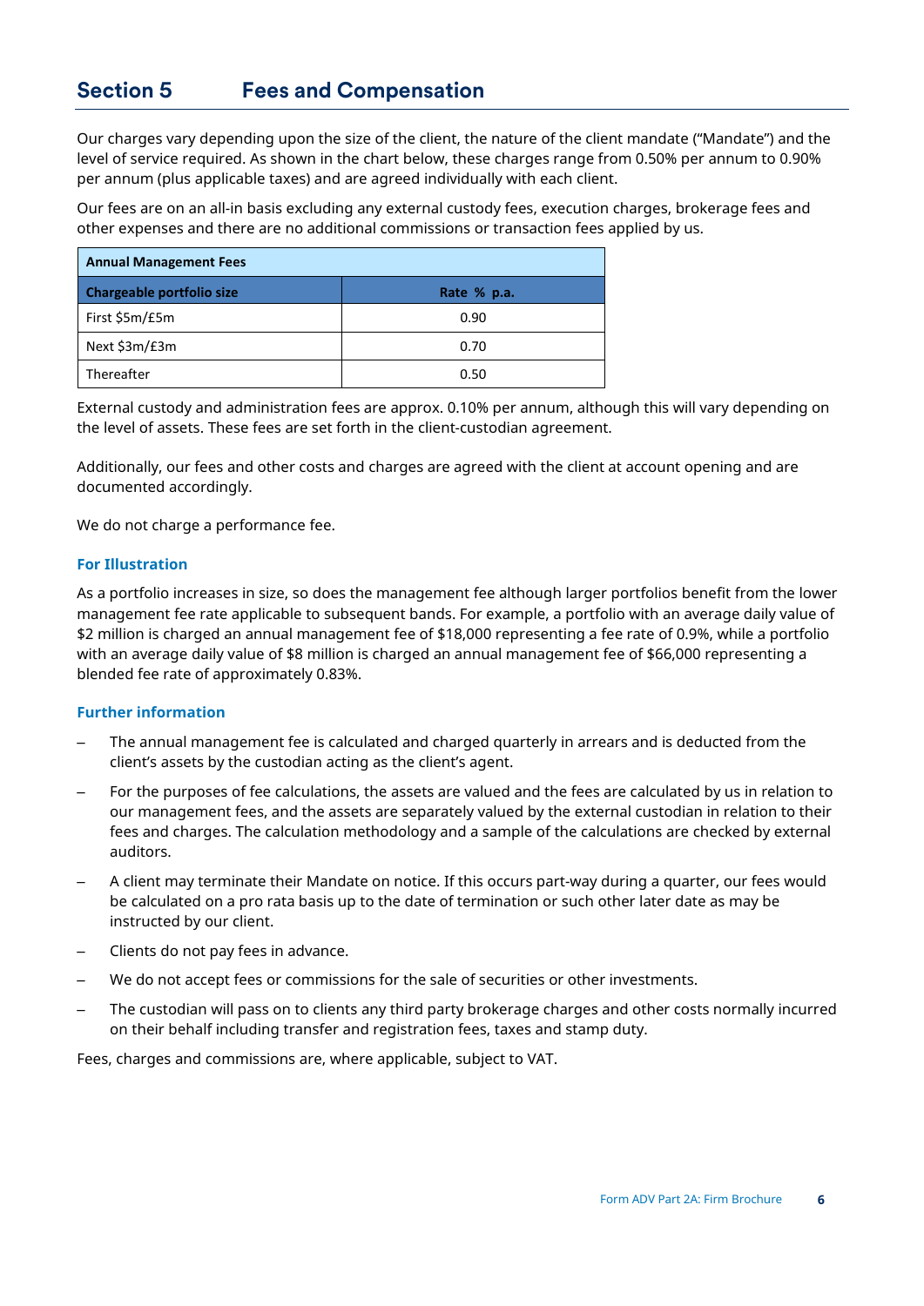## Section 5 Fees and Compensation

Our charges vary depending upon the size of the client, the nature of the client mandate ("Mandate") and the level of service required. As shown in the chart below, these charges range from 0.50% per annum to 0.90% per annum (plus applicable taxes) and are agreed individually with each client.

Our fees are on an all-in basis excluding any external custody fees, execution charges, brokerage fees and other expenses and there are no additional commissions or transaction fees applied by us.

| **Annual Management Fees** | |
|---|---|
| **Chargeable portfolio size** | **Rate % p.a.** |
| First $5m/£5m | 0.90 |
| Next $3m/£3m | 0.70 |
| Thereafter | 0.50 |

External custody and administration fees are approx. 0.10% per annum, although this will vary depending on the level of assets. These fees are set forth in the client-custodian agreement.

Additionally, our fees and other costs and charges are agreed with the client at account opening and are documented accordingly.

We do not charge a performance fee.

### For Illustration

As a portfolio increases in size, so does the management fee although larger portfolios benefit from the lower management fee rate applicable to subsequent bands. For example, a portfolio with an average daily value of $2 million is charged an annual management fee of $18,000 representing a fee rate of 0.9%, while a portfolio with an average daily value of $8 million is charged an annual management fee of $66,000 representing a blended fee rate of approximately 0.83%.

### Further information

- The annual management fee is calculated and charged quarterly in arrears and is deducted from the client's assets by the custodian acting as the client's agent.
- For the purposes of fee calculations, the assets are valued and the fees are calculated by us in relation to our management fees, and the assets are separately valued by the external custodian in relation to their fees and charges. The calculation methodology and a sample of the calculations are checked by external auditors.
- A client may terminate their Mandate on notice. If this occurs part-way during a quarter, our fees would be calculated on a pro rata basis up to the date of termination or such other later date as may be instructed by our client.
- Clients do not pay fees in advance.
- We do not accept fees or commissions for the sale of securities or other investments.
- The custodian will pass on to clients any third party brokerage charges and other costs normally incurred on their behalf including transfer and registration fees, taxes and stamp duty.

Fees, charges and commissions are, where applicable, subject to VAT.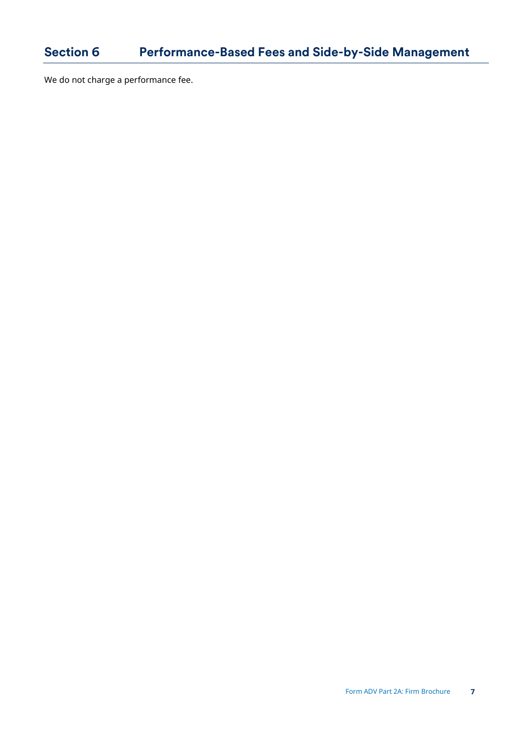## Section 6 Performance-Based Fees and Side-by-Side Management

We do not charge a performance fee.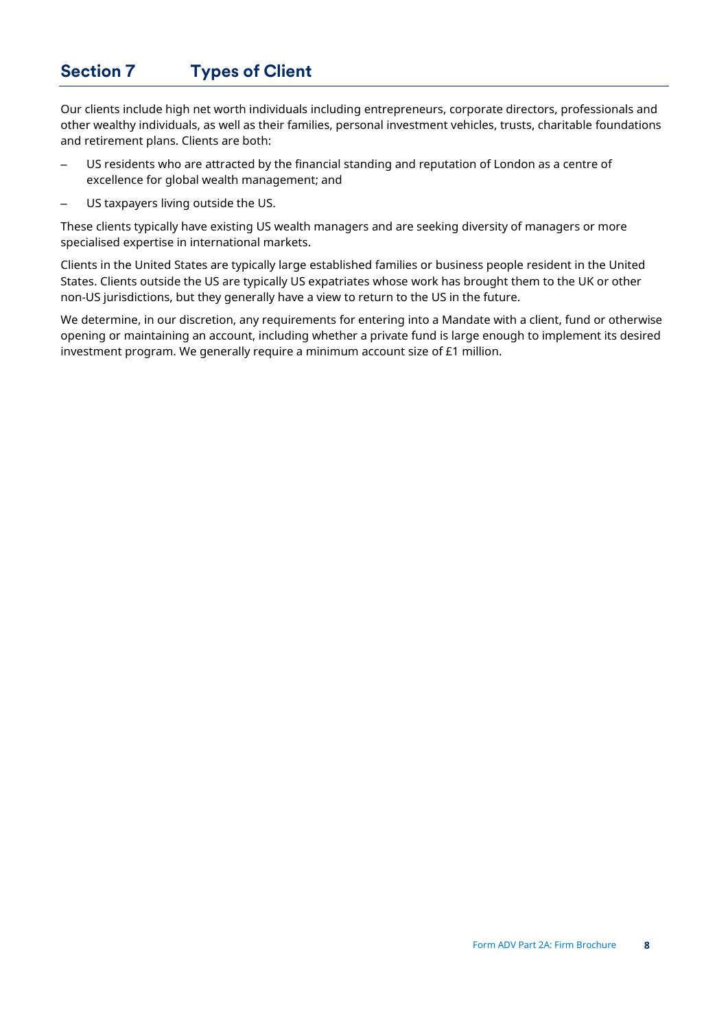## Section 7 Types of Client

Our clients include high net worth individuals including entrepreneurs, corporate directors, professionals and other wealthy individuals, as well as their families, personal investment vehicles, trusts, charitable foundations and retirement plans. Clients are both:

- US residents who are attracted by the financial standing and reputation of London as a centre of excellence for global wealth management; and
- US taxpayers living outside the US.

These clients typically have existing US wealth managers and are seeking diversity of managers or more specialised expertise in international markets.

Clients in the United States are typically large established families or business people resident in the United States. Clients outside the US are typically US expatriates whose work has brought them to the UK or other non-US jurisdictions, but they generally have a view to return to the US in the future.

We determine, in our discretion, any requirements for entering into a Mandate with a client, fund or otherwise opening or maintaining an account, including whether a private fund is large enough to implement its desired investment program. We generally require a minimum account size of £1 million.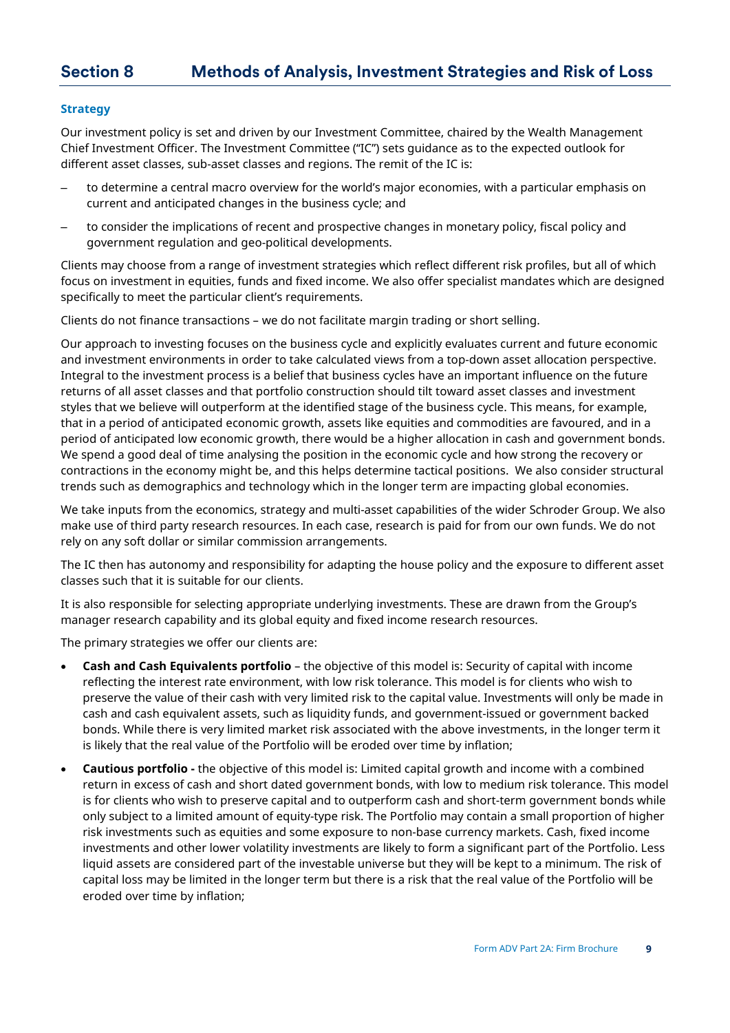# Section 8 Methods of Analysis, Investment Strategies and Risk of Loss

### Strategy

Our investment policy is set and driven by our Investment Committee, chaired by the Wealth Management Chief Investment Officer. The Investment Committee ("IC") sets guidance as to the expected outlook for different asset classes, sub-asset classes and regions. The remit of the IC is:

- to determine a central macro overview for the world's major economies, with a particular emphasis on current and anticipated changes in the business cycle; and
- to consider the implications of recent and prospective changes in monetary policy, fiscal policy and government regulation and geo-political developments.

Clients may choose from a range of investment strategies which reflect different risk profiles, but all of which focus on investment in equities, funds and fixed income. We also offer specialist mandates which are designed specifically to meet the particular client's requirements.

Clients do not finance transactions – we do not facilitate margin trading or short selling.

Our approach to investing focuses on the business cycle and explicitly evaluates current and future economic and investment environments in order to take calculated views from a top-down asset allocation perspective. Integral to the investment process is a belief that business cycles have an important influence on the future returns of all asset classes and that portfolio construction should tilt toward asset classes and investment styles that we believe will outperform at the identified stage of the business cycle. This means, for example, that in a period of anticipated economic growth, assets like equities and commodities are favoured, and in a period of anticipated low economic growth, there would be a higher allocation in cash and government bonds. We spend a good deal of time analysing the position in the economic cycle and how strong the recovery or contractions in the economy might be, and this helps determine tactical positions. We also consider structural trends such as demographics and technology which in the longer term are impacting global economies.

We take inputs from the economics, strategy and multi-asset capabilities of the wider Schroder Group. We also make use of third party research resources. In each case, research is paid for from our own funds. We do not rely on any soft dollar or similar commission arrangements.

The IC then has autonomy and responsibility for adapting the house policy and the exposure to different asset classes such that it is suitable for our clients.

It is also responsible for selecting appropriate underlying investments. These are drawn from the Group's manager research capability and its global equity and fixed income research resources.

The primary strategies we offer our clients are:

- **Cash and Cash Equivalents portfolio** – the objective of this model is: Security of capital with income reflecting the interest rate environment, with low risk tolerance. This model is for clients who wish to preserve the value of their cash with very limited risk to the capital value. Investments will only be made in cash and cash equivalent assets, such as liquidity funds, and government-issued or government backed bonds. While there is very limited market risk associated with the above investments, in the longer term it is likely that the real value of the Portfolio will be eroded over time by inflation;
- **Cautious portfolio -** the objective of this model is: Limited capital growth and income with a combined return in excess of cash and short dated government bonds, with low to medium risk tolerance. This model is for clients who wish to preserve capital and to outperform cash and short-term government bonds while only subject to a limited amount of equity-type risk. The Portfolio may contain a small proportion of higher risk investments such as equities and some exposure to non-base currency markets. Cash, fixed income investments and other lower volatility investments are likely to form a significant part of the Portfolio. Less liquid assets are considered part of the investable universe but they will be kept to a minimum. The risk of capital loss may be limited in the longer term but there is a risk that the real value of the Portfolio will be eroded over time by inflation;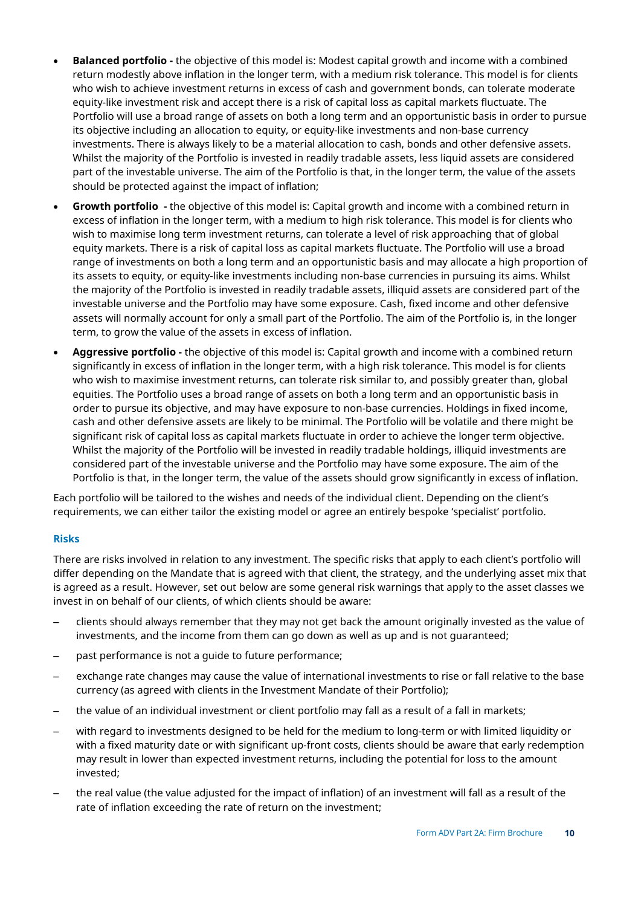- **Balanced portfolio -** the objective of this model is: Modest capital growth and income with a combined return modestly above inflation in the longer term, with a medium risk tolerance. This model is for clients who wish to achieve investment returns in excess of cash and government bonds, can tolerate moderate equity-like investment risk and accept there is a risk of capital loss as capital markets fluctuate. The Portfolio will use a broad range of assets on both a long term and an opportunistic basis in order to pursue its objective including an allocation to equity, or equity-like investments and non-base currency investments. There is always likely to be a material allocation to cash, bonds and other defensive assets. Whilst the majority of the Portfolio is invested in readily tradable assets, less liquid assets are considered part of the investable universe. The aim of the Portfolio is that, in the longer term, the value of the assets should be protected against the impact of inflation;
- **Growth portfolio -** the objective of this model is: Capital growth and income with a combined return in excess of inflation in the longer term, with a medium to high risk tolerance. This model is for clients who wish to maximise long term investment returns, can tolerate a level of risk approaching that of global equity markets. There is a risk of capital loss as capital markets fluctuate. The Portfolio will use a broad range of investments on both a long term and an opportunistic basis and may allocate a high proportion of its assets to equity, or equity-like investments including non-base currencies in pursuing its aims. Whilst the majority of the Portfolio is invested in readily tradable assets, illiquid assets are considered part of the investable universe and the Portfolio may have some exposure. Cash, fixed income and other defensive assets will normally account for only a small part of the Portfolio. The aim of the Portfolio is, in the longer term, to grow the value of the assets in excess of inflation.
- **Aggressive portfolio -** the objective of this model is: Capital growth and income with a combined return significantly in excess of inflation in the longer term, with a high risk tolerance. This model is for clients who wish to maximise investment returns, can tolerate risk similar to, and possibly greater than, global equities. The Portfolio uses a broad range of assets on both a long term and an opportunistic basis in order to pursue its objective, and may have exposure to non-base currencies. Holdings in fixed income, cash and other defensive assets are likely to be minimal. The Portfolio will be volatile and there might be significant risk of capital loss as capital markets fluctuate in order to achieve the longer term objective. Whilst the majority of the Portfolio will be invested in readily tradable holdings, illiquid investments are considered part of the investable universe and the Portfolio may have some exposure. The aim of the Portfolio is that, in the longer term, the value of the assets should grow significantly in excess of inflation.

Each portfolio will be tailored to the wishes and needs of the individual client. Depending on the client's requirements, we can either tailor the existing model or agree an entirely bespoke 'specialist' portfolio.

### Risks

There are risks involved in relation to any investment. The specific risks that apply to each client's portfolio will differ depending on the Mandate that is agreed with that client, the strategy, and the underlying asset mix that is agreed as a result. However, set out below are some general risk warnings that apply to the asset classes we invest in on behalf of our clients, of which clients should be aware:

- clients should always remember that they may not get back the amount originally invested as the value of investments, and the income from them can go down as well as up and is not guaranteed;
- past performance is not a guide to future performance;
- exchange rate changes may cause the value of international investments to rise or fall relative to the base currency (as agreed with clients in the Investment Mandate of their Portfolio);
- the value of an individual investment or client portfolio may fall as a result of a fall in markets;
- with regard to investments designed to be held for the medium to long-term or with limited liquidity or with a fixed maturity date or with significant up-front costs, clients should be aware that early redemption may result in lower than expected investment returns, including the potential for loss to the amount invested;
- the real value (the value adjusted for the impact of inflation) of an investment will fall as a result of the rate of inflation exceeding the rate of return on the investment;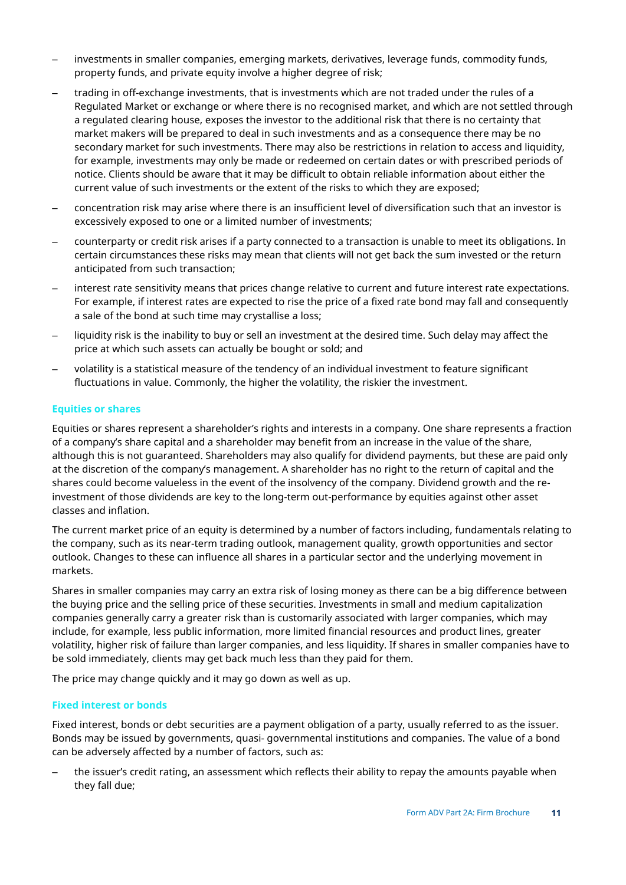- investments in smaller companies, emerging markets, derivatives, leverage funds, commodity funds, property funds, and private equity involve a higher degree of risk;
- trading in off-exchange investments, that is investments which are not traded under the rules of a Regulated Market or exchange or where there is no recognised market, and which are not settled through a regulated clearing house, exposes the investor to the additional risk that there is no certainty that market makers will be prepared to deal in such investments and as a consequence there may be no secondary market for such investments. There may also be restrictions in relation to access and liquidity, for example, investments may only be made or redeemed on certain dates or with prescribed periods of notice. Clients should be aware that it may be difficult to obtain reliable information about either the current value of such investments or the extent of the risks to which they are exposed;
- concentration risk may arise where there is an insufficient level of diversification such that an investor is excessively exposed to one or a limited number of investments;
- counterparty or credit risk arises if a party connected to a transaction is unable to meet its obligations. In certain circumstances these risks may mean that clients will not get back the sum invested or the return anticipated from such transaction;
- interest rate sensitivity means that prices change relative to current and future interest rate expectations. For example, if interest rates are expected to rise the price of a fixed rate bond may fall and consequently a sale of the bond at such time may crystallise a loss;
- liquidity risk is the inability to buy or sell an investment at the desired time. Such delay may affect the price at which such assets can actually be bought or sold; and
- volatility is a statistical measure of the tendency of an individual investment to feature significant fluctuations in value. Commonly, the higher the volatility, the riskier the investment.

### Equities or shares

Equities or shares represent a shareholder's rights and interests in a company. One share represents a fraction of a company's share capital and a shareholder may benefit from an increase in the value of the share, although this is not guaranteed. Shareholders may also qualify for dividend payments, but these are paid only at the discretion of the company's management. A shareholder has no right to the return of capital and the shares could become valueless in the event of the insolvency of the company. Dividend growth and the re-investment of those dividends are key to the long-term out-performance by equities against other asset classes and inflation.

The current market price of an equity is determined by a number of factors including, fundamentals relating to the company, such as its near-term trading outlook, management quality, growth opportunities and sector outlook. Changes to these can influence all shares in a particular sector and the underlying movement in markets.

Shares in smaller companies may carry an extra risk of losing money as there can be a big difference between the buying price and the selling price of these securities. Investments in small and medium capitalization companies generally carry a greater risk than is customarily associated with larger companies, which may include, for example, less public information, more limited financial resources and product lines, greater volatility, higher risk of failure than larger companies, and less liquidity. If shares in smaller companies have to be sold immediately, clients may get back much less than they paid for them.

The price may change quickly and it may go down as well as up.

### Fixed interest or bonds

Fixed interest, bonds or debt securities are a payment obligation of a party, usually referred to as the issuer. Bonds may be issued by governments, quasi- governmental institutions and companies. The value of a bond can be adversely affected by a number of factors, such as:

- the issuer's credit rating, an assessment which reflects their ability to repay the amounts payable when they fall due;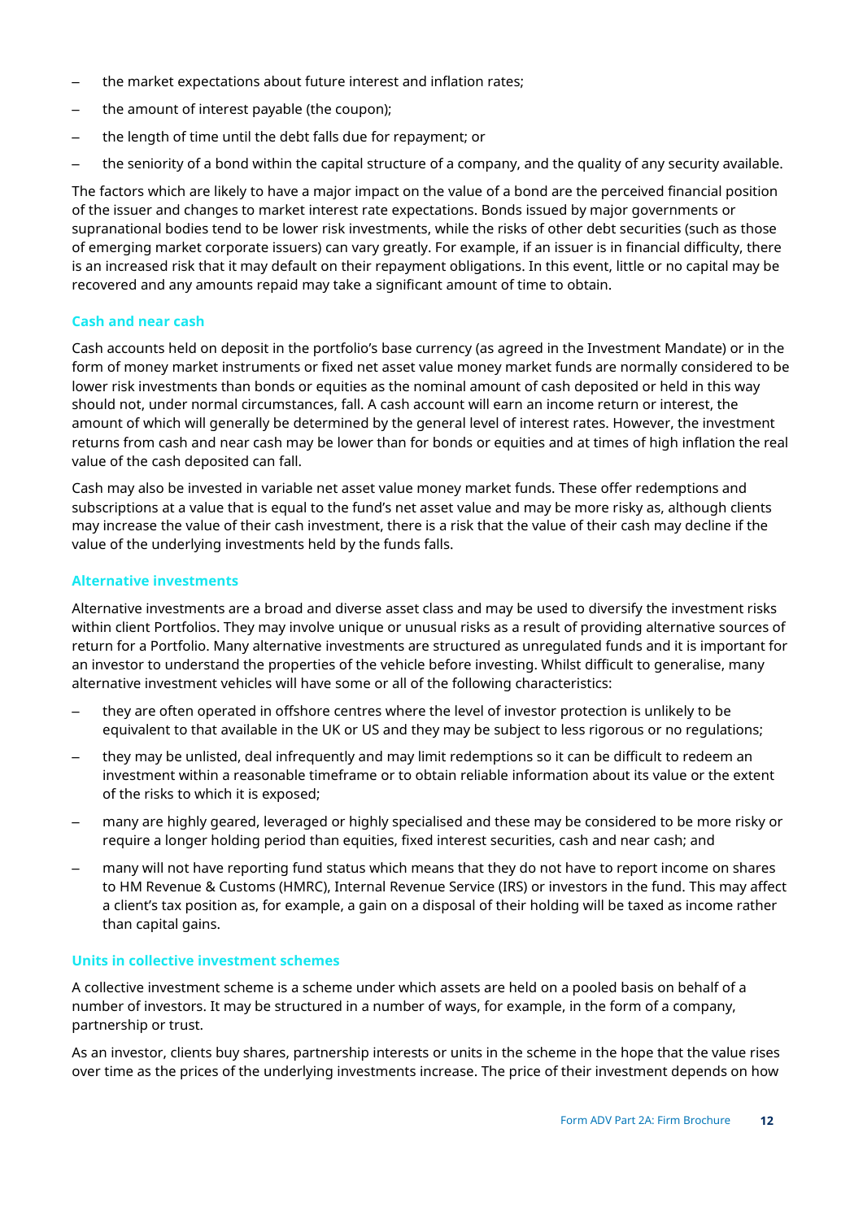- the market expectations about future interest and inflation rates;
- the amount of interest payable (the coupon);
- the length of time until the debt falls due for repayment; or
- the seniority of a bond within the capital structure of a company, and the quality of any security available.

The factors which are likely to have a major impact on the value of a bond are the perceived financial position of the issuer and changes to market interest rate expectations. Bonds issued by major governments or supranational bodies tend to be lower risk investments, while the risks of other debt securities (such as those of emerging market corporate issuers) can vary greatly. For example, if an issuer is in financial difficulty, there is an increased risk that it may default on their repayment obligations. In this event, little or no capital may be recovered and any amounts repaid may take a significant amount of time to obtain.

### Cash and near cash

Cash accounts held on deposit in the portfolio's base currency (as agreed in the Investment Mandate) or in the form of money market instruments or fixed net asset value money market funds are normally considered to be lower risk investments than bonds or equities as the nominal amount of cash deposited or held in this way should not, under normal circumstances, fall. A cash account will earn an income return or interest, the amount of which will generally be determined by the general level of interest rates. However, the investment returns from cash and near cash may be lower than for bonds or equities and at times of high inflation the real value of the cash deposited can fall.

Cash may also be invested in variable net asset value money market funds. These offer redemptions and subscriptions at a value that is equal to the fund's net asset value and may be more risky as, although clients may increase the value of their cash investment, there is a risk that the value of their cash may decline if the value of the underlying investments held by the funds falls.

### Alternative investments

Alternative investments are a broad and diverse asset class and may be used to diversify the investment risks within client Portfolios. They may involve unique or unusual risks as a result of providing alternative sources of return for a Portfolio. Many alternative investments are structured as unregulated funds and it is important for an investor to understand the properties of the vehicle before investing. Whilst difficult to generalise, many alternative investment vehicles will have some or all of the following characteristics:

- they are often operated in offshore centres where the level of investor protection is unlikely to be equivalent to that available in the UK or US and they may be subject to less rigorous or no regulations;
- they may be unlisted, deal infrequently and may limit redemptions so it can be difficult to redeem an investment within a reasonable timeframe or to obtain reliable information about its value or the extent of the risks to which it is exposed;
- many are highly geared, leveraged or highly specialised and these may be considered to be more risky or require a longer holding period than equities, fixed interest securities, cash and near cash; and
- many will not have reporting fund status which means that they do not have to report income on shares to HM Revenue & Customs (HMRC), Internal Revenue Service (IRS) or investors in the fund. This may affect a client's tax position as, for example, a gain on a disposal of their holding will be taxed as income rather than capital gains.

### Units in collective investment schemes

A collective investment scheme is a scheme under which assets are held on a pooled basis on behalf of a number of investors. It may be structured in a number of ways, for example, in the form of a company, partnership or trust.

As an investor, clients buy shares, partnership interests or units in the scheme in the hope that the value rises over time as the prices of the underlying investments increase. The price of their investment depends on how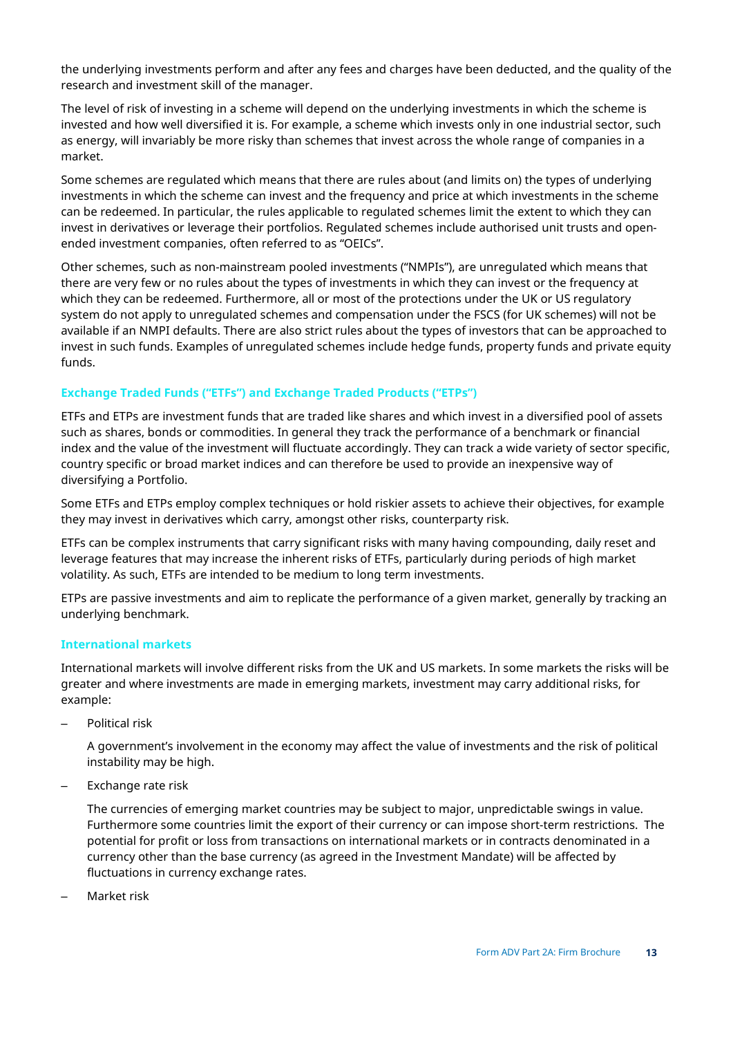the underlying investments perform and after any fees and charges have been deducted, and the quality of the research and investment skill of the manager.

The level of risk of investing in a scheme will depend on the underlying investments in which the scheme is invested and how well diversified it is. For example, a scheme which invests only in one industrial sector, such as energy, will invariably be more risky than schemes that invest across the whole range of companies in a market.

Some schemes are regulated which means that there are rules about (and limits on) the types of underlying investments in which the scheme can invest and the frequency and price at which investments in the scheme can be redeemed. In particular, the rules applicable to regulated schemes limit the extent to which they can invest in derivatives or leverage their portfolios. Regulated schemes include authorised unit trusts and open-ended investment companies, often referred to as "OEICs".

Other schemes, such as non-mainstream pooled investments ("NMPIs"), are unregulated which means that there are very few or no rules about the types of investments in which they can invest or the frequency at which they can be redeemed. Furthermore, all or most of the protections under the UK or US regulatory system do not apply to unregulated schemes and compensation under the FSCS (for UK schemes) will not be available if an NMPI defaults. There are also strict rules about the types of investors that can be approached to invest in such funds. Examples of unregulated schemes include hedge funds, property funds and private equity funds.

### Exchange Traded Funds ("ETFs") and Exchange Traded Products ("ETPs")

ETFs and ETPs are investment funds that are traded like shares and which invest in a diversified pool of assets such as shares, bonds or commodities. In general they track the performance of a benchmark or financial index and the value of the investment will fluctuate accordingly. They can track a wide variety of sector specific, country specific or broad market indices and can therefore be used to provide an inexpensive way of diversifying a Portfolio.

Some ETFs and ETPs employ complex techniques or hold riskier assets to achieve their objectives, for example they may invest in derivatives which carry, amongst other risks, counterparty risk.

ETFs can be complex instruments that carry significant risks with many having compounding, daily reset and leverage features that may increase the inherent risks of ETFs, particularly during periods of high market volatility. As such, ETFs are intended to be medium to long term investments.

ETPs are passive investments and aim to replicate the performance of a given market, generally by tracking an underlying benchmark.

### International markets

International markets will involve different risks from the UK and US markets. In some markets the risks will be greater and where investments are made in emerging markets, investment may carry additional risks, for example:

- Political risk

  A government's involvement in the economy may affect the value of investments and the risk of political instability may be high.

- Exchange rate risk

  The currencies of emerging market countries may be subject to major, unpredictable swings in value. Furthermore some countries limit the export of their currency or can impose short-term restrictions. The potential for profit or loss from transactions on international markets or in contracts denominated in a currency other than the base currency (as agreed in the Investment Mandate) will be affected by fluctuations in currency exchange rates.

- Market risk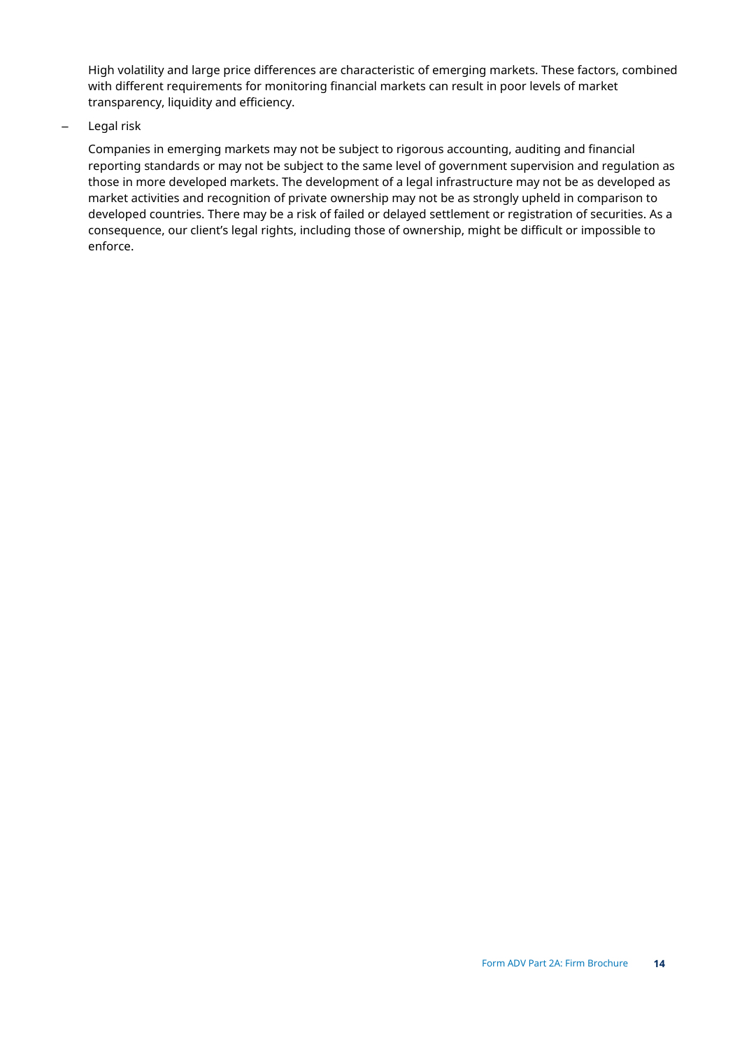High volatility and large price differences are characteristic of emerging markets. These factors, combined with different requirements for monitoring financial markets can result in poor levels of market transparency, liquidity and efficiency.

- Legal risk

  Companies in emerging markets may not be subject to rigorous accounting, auditing and financial reporting standards or may not be subject to the same level of government supervision and regulation as those in more developed markets. The development of a legal infrastructure may not be as developed as market activities and recognition of private ownership may not be as strongly upheld in comparison to developed countries. There may be a risk of failed or delayed settlement or registration of securities. As a consequence, our client's legal rights, including those of ownership, might be difficult or impossible to enforce.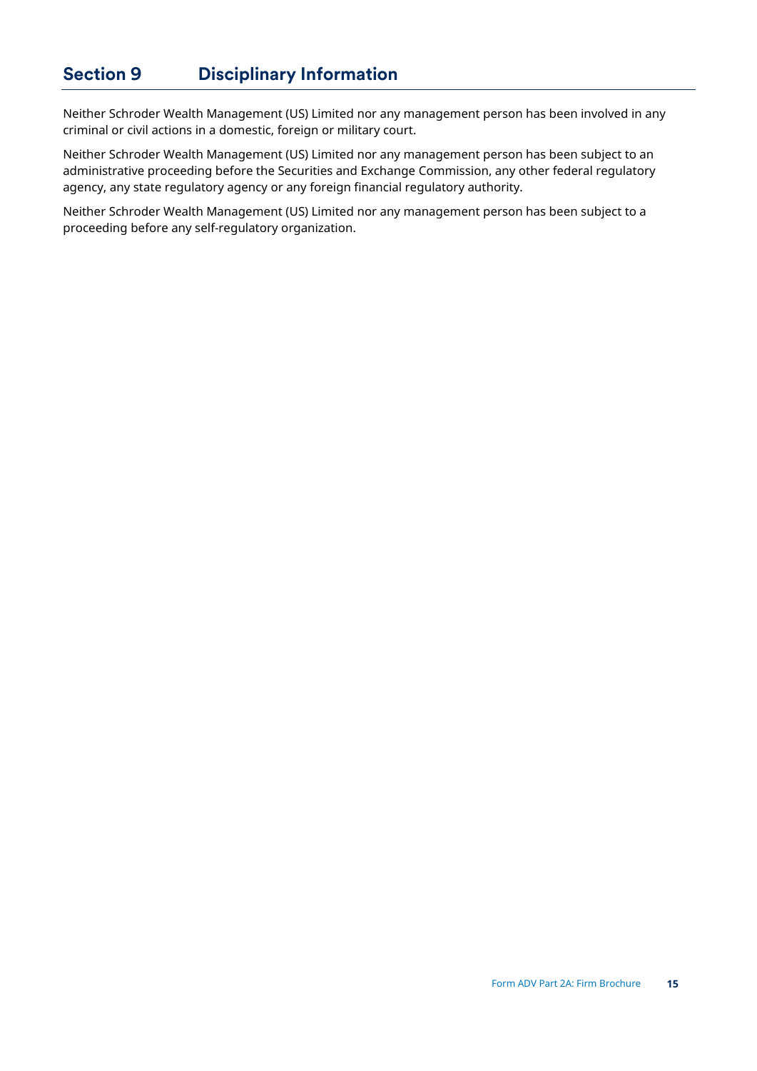## Section 9 Disciplinary Information

Neither Schroder Wealth Management (US) Limited nor any management person has been involved in any criminal or civil actions in a domestic, foreign or military court.

Neither Schroder Wealth Management (US) Limited nor any management person has been subject to an administrative proceeding before the Securities and Exchange Commission, any other federal regulatory agency, any state regulatory agency or any foreign financial regulatory authority.

Neither Schroder Wealth Management (US) Limited nor any management person has been subject to a proceeding before any self-regulatory organization.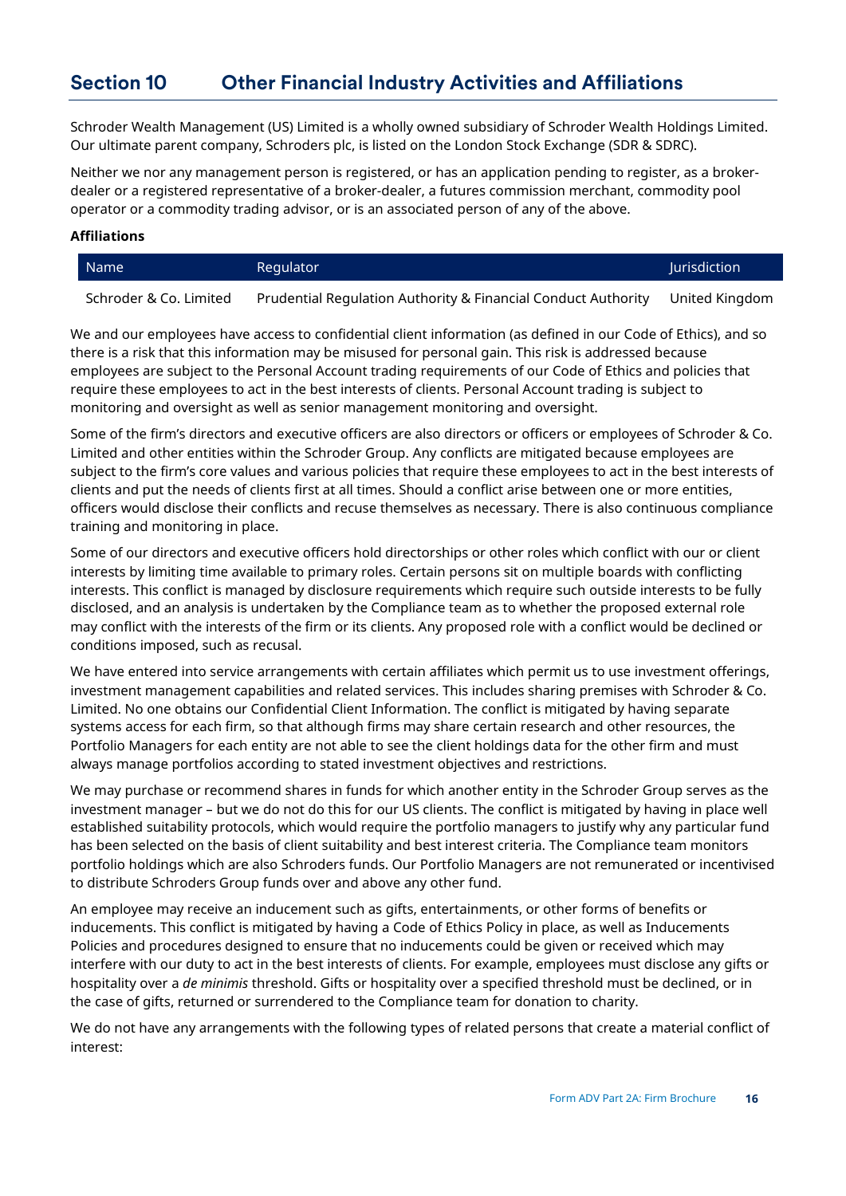## Section 10 Other Financial Industry Activities and Affiliations

Schroder Wealth Management (US) Limited is a wholly owned subsidiary of Schroder Wealth Holdings Limited. Our ultimate parent company, Schroders plc, is listed on the London Stock Exchange (SDR & SDRC).

Neither we nor any management person is registered, or has an application pending to register, as a broker-dealer or a registered representative of a broker-dealer, a futures commission merchant, commodity pool operator or a commodity trading advisor, or is an associated person of any of the above.

**Affiliations**

| Name | Regulator | Jurisdiction |
|---|---|---|
| Schroder & Co. Limited | Prudential Regulation Authority & Financial Conduct Authority | United Kingdom |

We and our employees have access to confidential client information (as defined in our Code of Ethics), and so there is a risk that this information may be misused for personal gain. This risk is addressed because employees are subject to the Personal Account trading requirements of our Code of Ethics and policies that require these employees to act in the best interests of clients. Personal Account trading is subject to monitoring and oversight as well as senior management monitoring and oversight.

Some of the firm's directors and executive officers are also directors or officers or employees of Schroder & Co. Limited and other entities within the Schroder Group. Any conflicts are mitigated because employees are subject to the firm's core values and various policies that require these employees to act in the best interests of clients and put the needs of clients first at all times. Should a conflict arise between one or more entities, officers would disclose their conflicts and recuse themselves as necessary. There is also continuous compliance training and monitoring in place.

Some of our directors and executive officers hold directorships or other roles which conflict with our or client interests by limiting time available to primary roles. Certain persons sit on multiple boards with conflicting interests. This conflict is managed by disclosure requirements which require such outside interests to be fully disclosed, and an analysis is undertaken by the Compliance team as to whether the proposed external role may conflict with the interests of the firm or its clients. Any proposed role with a conflict would be declined or conditions imposed, such as recusal.

We have entered into service arrangements with certain affiliates which permit us to use investment offerings, investment management capabilities and related services. This includes sharing premises with Schroder & Co. Limited. No one obtains our Confidential Client Information. The conflict is mitigated by having separate systems access for each firm, so that although firms may share certain research and other resources, the Portfolio Managers for each entity are not able to see the client holdings data for the other firm and must always manage portfolios according to stated investment objectives and restrictions.

We may purchase or recommend shares in funds for which another entity in the Schroder Group serves as the investment manager – but we do not do this for our US clients. The conflict is mitigated by having in place well established suitability protocols, which would require the portfolio managers to justify why any particular fund has been selected on the basis of client suitability and best interest criteria. The Compliance team monitors portfolio holdings which are also Schroders funds. Our Portfolio Managers are not remunerated or incentivised to distribute Schroders Group funds over and above any other fund.

An employee may receive an inducement such as gifts, entertainments, or other forms of benefits or inducements. This conflict is mitigated by having a Code of Ethics Policy in place, as well as Inducements Policies and procedures designed to ensure that no inducements could be given or received which may interfere with our duty to act in the best interests of clients. For example, employees must disclose any gifts or hospitality over a *de minimis* threshold. Gifts or hospitality over a specified threshold must be declined, or in the case of gifts, returned or surrendered to the Compliance team for donation to charity.

We do not have any arrangements with the following types of related persons that create a material conflict of interest: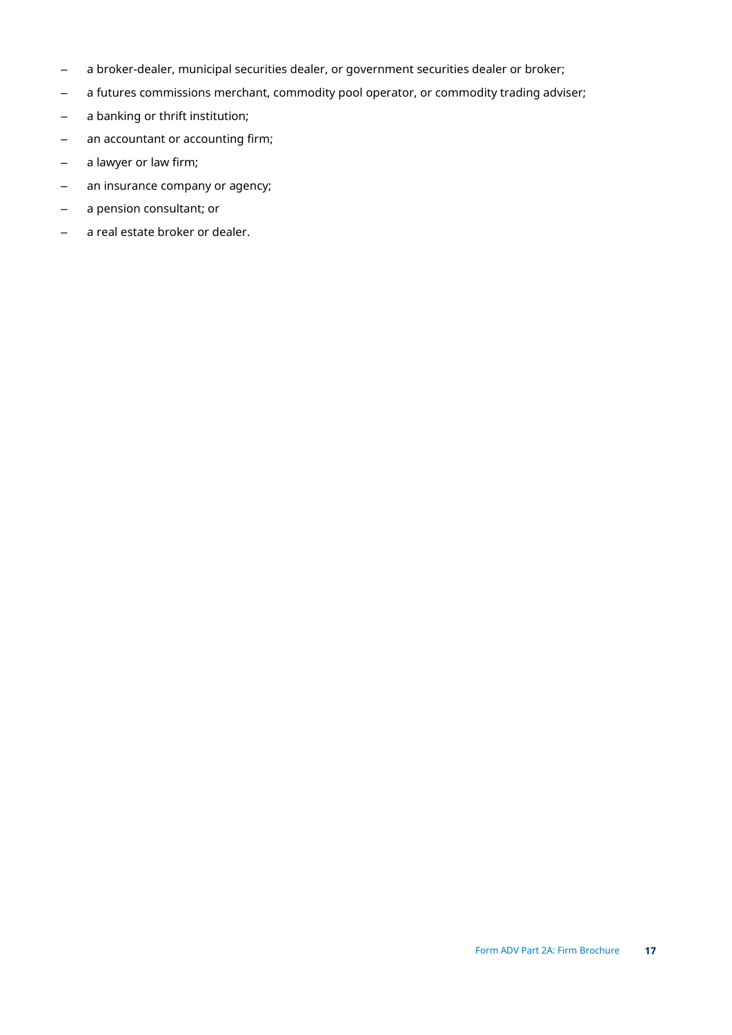- a broker-dealer, municipal securities dealer, or government securities dealer or broker;
- a futures commissions merchant, commodity pool operator, or commodity trading adviser;
- a banking or thrift institution;
- an accountant or accounting firm;
- a lawyer or law firm;
- an insurance company or agency;
- a pension consultant; or
- a real estate broker or dealer.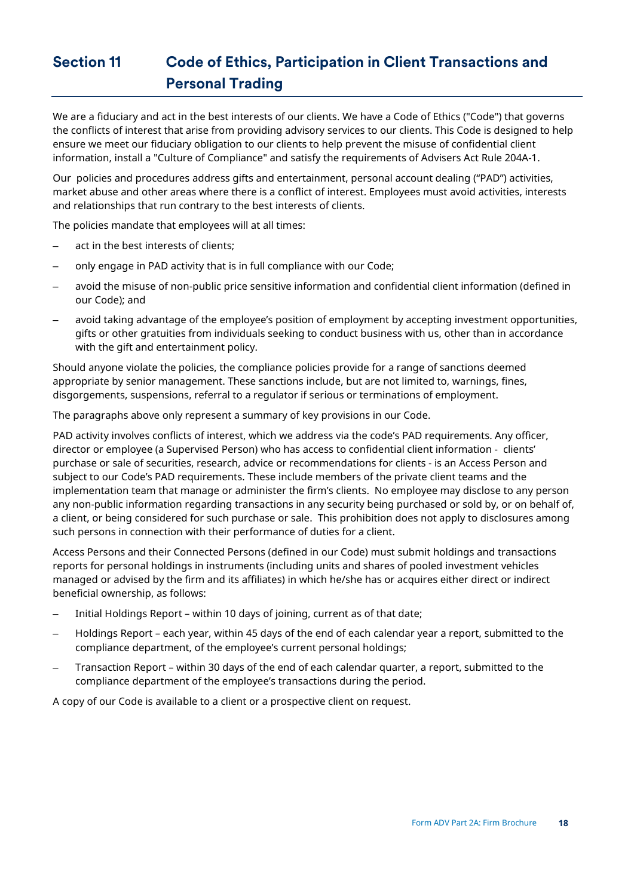## Section 11 Code of Ethics, Participation in Client Transactions and Personal Trading

We are a fiduciary and act in the best interests of our clients. We have a Code of Ethics ("Code") that governs the conflicts of interest that arise from providing advisory services to our clients. This Code is designed to help ensure we meet our fiduciary obligation to our clients to help prevent the misuse of confidential client information, install a "Culture of Compliance" and satisfy the requirements of Advisers Act Rule 204A-1.

Our policies and procedures address gifts and entertainment, personal account dealing ("PAD") activities, market abuse and other areas where there is a conflict of interest. Employees must avoid activities, interests and relationships that run contrary to the best interests of clients.

The policies mandate that employees will at all times:

- act in the best interests of clients;
- only engage in PAD activity that is in full compliance with our Code;
- avoid the misuse of non-public price sensitive information and confidential client information (defined in our Code); and
- avoid taking advantage of the employee's position of employment by accepting investment opportunities, gifts or other gratuities from individuals seeking to conduct business with us, other than in accordance with the gift and entertainment policy.

Should anyone violate the policies, the compliance policies provide for a range of sanctions deemed appropriate by senior management. These sanctions include, but are not limited to, warnings, fines, disgorgements, suspensions, referral to a regulator if serious or terminations of employment.

The paragraphs above only represent a summary of key provisions in our Code.

PAD activity involves conflicts of interest, which we address via the code's PAD requirements. Any officer, director or employee (a Supervised Person) who has access to confidential client information - clients' purchase or sale of securities, research, advice or recommendations for clients - is an Access Person and subject to our Code's PAD requirements. These include members of the private client teams and the implementation team that manage or administer the firm's clients. No employee may disclose to any person any non-public information regarding transactions in any security being purchased or sold by, or on behalf of, a client, or being considered for such purchase or sale. This prohibition does not apply to disclosures among such persons in connection with their performance of duties for a client.

Access Persons and their Connected Persons (defined in our Code) must submit holdings and transactions reports for personal holdings in instruments (including units and shares of pooled investment vehicles managed or advised by the firm and its affiliates) in which he/she has or acquires either direct or indirect beneficial ownership, as follows:

- Initial Holdings Report – within 10 days of joining, current as of that date;
- Holdings Report – each year, within 45 days of the end of each calendar year a report, submitted to the compliance department, of the employee's current personal holdings;
- Transaction Report – within 30 days of the end of each calendar quarter, a report, submitted to the compliance department of the employee's transactions during the period.

A copy of our Code is available to a client or a prospective client on request.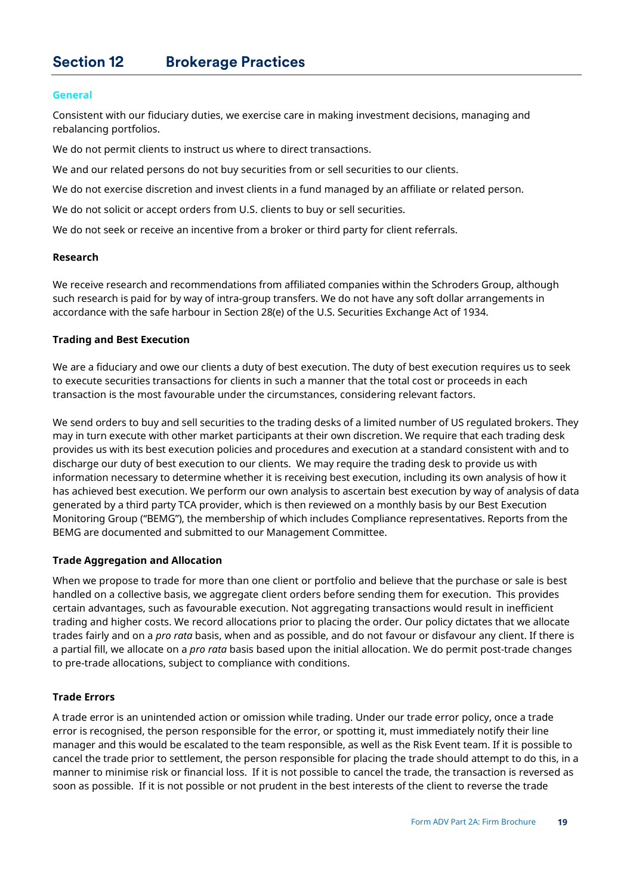## Section 12 Brokerage Practices

### General

Consistent with our fiduciary duties, we exercise care in making investment decisions, managing and rebalancing portfolios.

We do not permit clients to instruct us where to direct transactions.

We and our related persons do not buy securities from or sell securities to our clients.

We do not exercise discretion and invest clients in a fund managed by an affiliate or related person.

We do not solicit or accept orders from U.S. clients to buy or sell securities.

We do not seek or receive an incentive from a broker or third party for client referrals.

**Research**

We receive research and recommendations from affiliated companies within the Schroders Group, although such research is paid for by way of intra-group transfers. We do not have any soft dollar arrangements in accordance with the safe harbour in Section 28(e) of the U.S. Securities Exchange Act of 1934.

**Trading and Best Execution**

We are a fiduciary and owe our clients a duty of best execution. The duty of best execution requires us to seek to execute securities transactions for clients in such a manner that the total cost or proceeds in each transaction is the most favourable under the circumstances, considering relevant factors.

We send orders to buy and sell securities to the trading desks of a limited number of US regulated brokers. They may in turn execute with other market participants at their own discretion. We require that each trading desk provides us with its best execution policies and procedures and execution at a standard consistent with and to discharge our duty of best execution to our clients. We may require the trading desk to provide us with information necessary to determine whether it is receiving best execution, including its own analysis of how it has achieved best execution. We perform our own analysis to ascertain best execution by way of analysis of data generated by a third party TCA provider, which is then reviewed on a monthly basis by our Best Execution Monitoring Group ("BEMG"), the membership of which includes Compliance representatives. Reports from the BEMG are documented and submitted to our Management Committee.

**Trade Aggregation and Allocation**

When we propose to trade for more than one client or portfolio and believe that the purchase or sale is best handled on a collective basis, we aggregate client orders before sending them for execution. This provides certain advantages, such as favourable execution. Not aggregating transactions would result in inefficient trading and higher costs. We record allocations prior to placing the order. Our policy dictates that we allocate trades fairly and on a *pro rata* basis, when and as possible, and do not favour or disfavour any client. If there is a partial fill, we allocate on a *pro rata* basis based upon the initial allocation. We do permit post-trade changes to pre-trade allocations, subject to compliance with conditions.

**Trade Errors**

A trade error is an unintended action or omission while trading. Under our trade error policy, once a trade error is recognised, the person responsible for the error, or spotting it, must immediately notify their line manager and this would be escalated to the team responsible, as well as the Risk Event team. If it is possible to cancel the trade prior to settlement, the person responsible for placing the trade should attempt to do this, in a manner to minimise risk or financial loss. If it is not possible to cancel the trade, the transaction is reversed as soon as possible. If it is not possible or not prudent in the best interests of the client to reverse the trade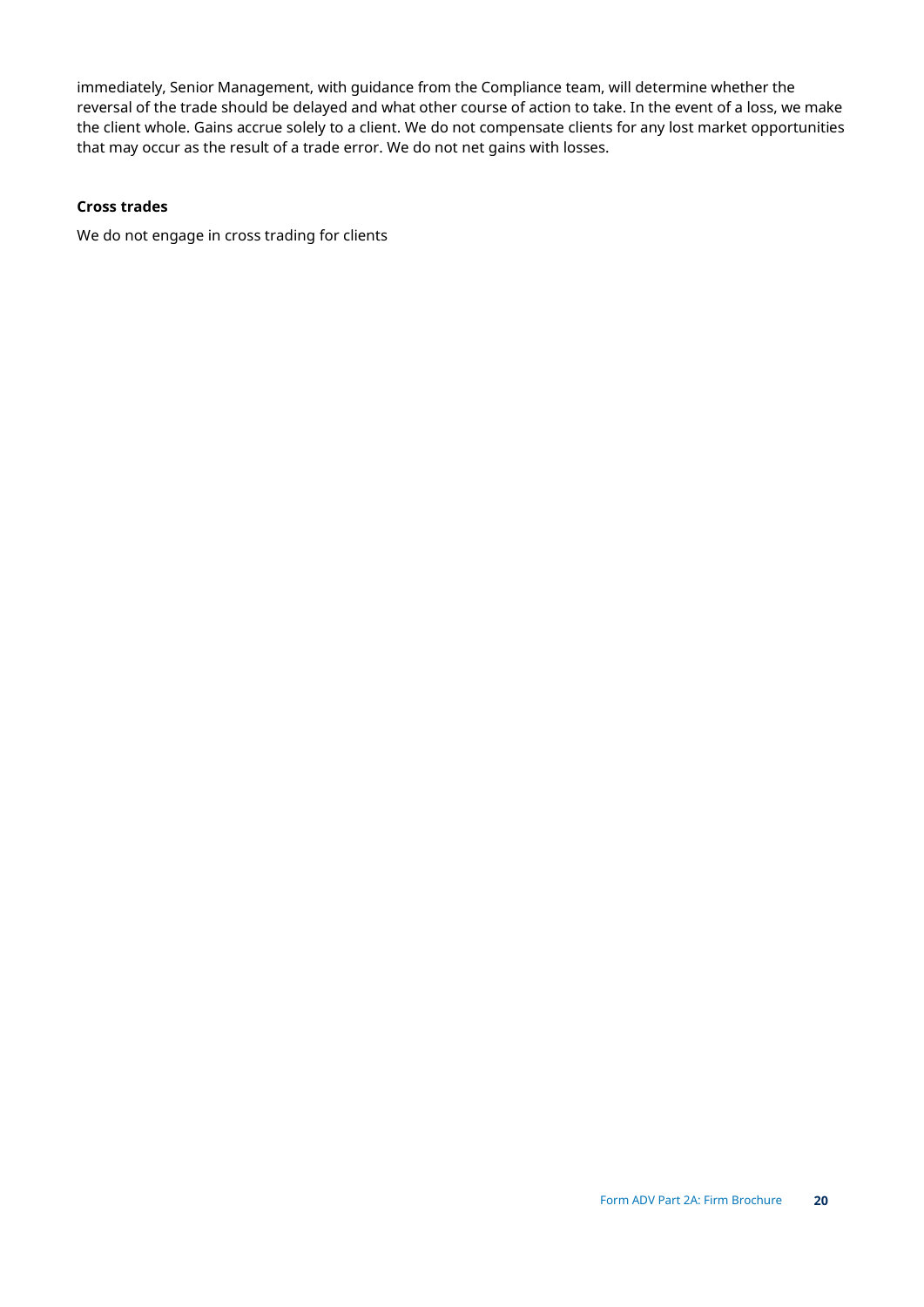immediately, Senior Management, with guidance from the Compliance team, will determine whether the reversal of the trade should be delayed and what other course of action to take. In the event of a loss, we make the client whole. Gains accrue solely to a client. We do not compensate clients for any lost market opportunities that may occur as the result of a trade error. We do not net gains with losses.

**Cross trades**

We do not engage in cross trading for clients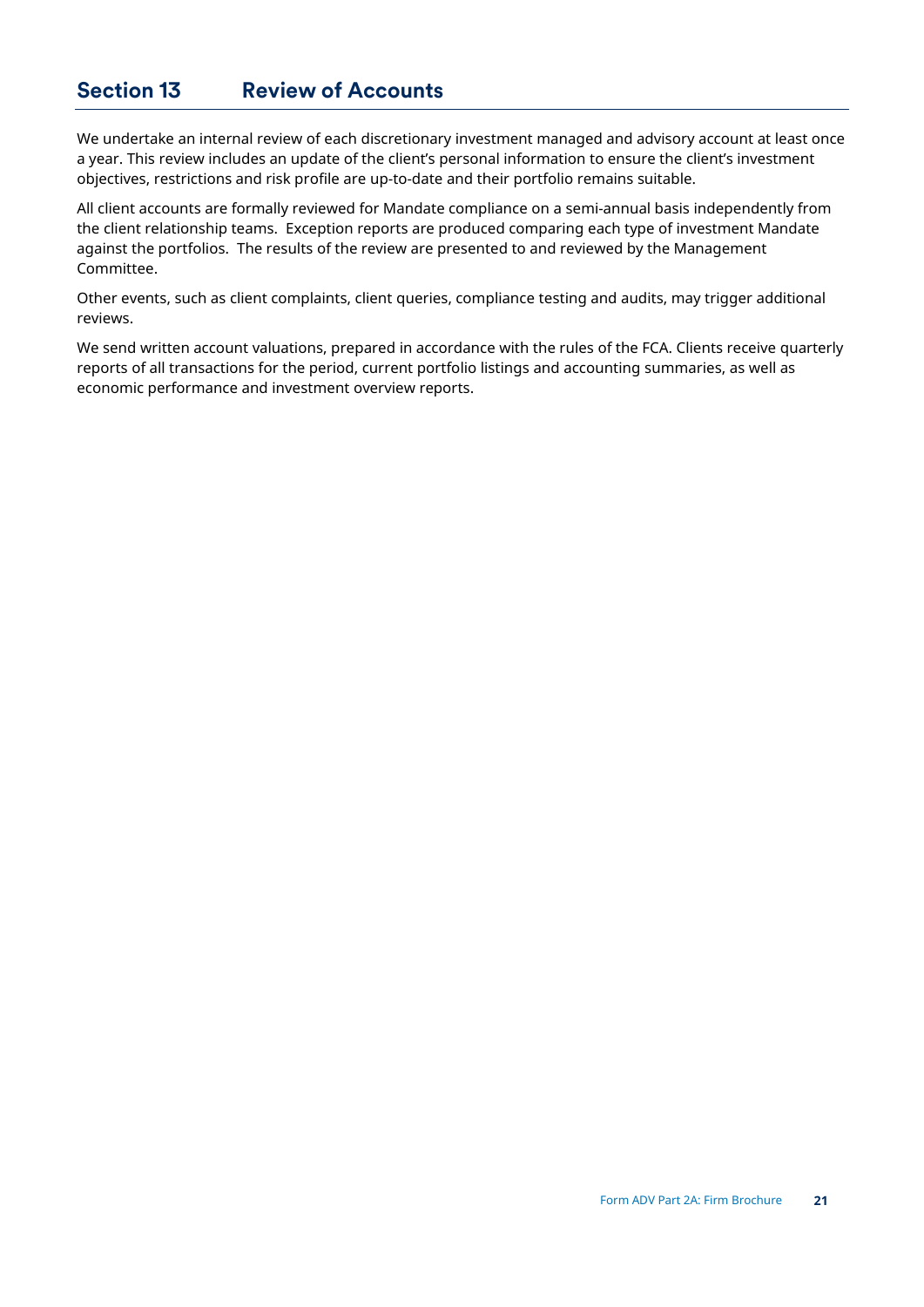## Section 13 Review of Accounts

We undertake an internal review of each discretionary investment managed and advisory account at least once a year. This review includes an update of the client's personal information to ensure the client's investment objectives, restrictions and risk profile are up-to-date and their portfolio remains suitable.

All client accounts are formally reviewed for Mandate compliance on a semi-annual basis independently from the client relationship teams. Exception reports are produced comparing each type of investment Mandate against the portfolios. The results of the review are presented to and reviewed by the Management Committee.

Other events, such as client complaints, client queries, compliance testing and audits, may trigger additional reviews.

We send written account valuations, prepared in accordance with the rules of the FCA. Clients receive quarterly reports of all transactions for the period, current portfolio listings and accounting summaries, as well as economic performance and investment overview reports.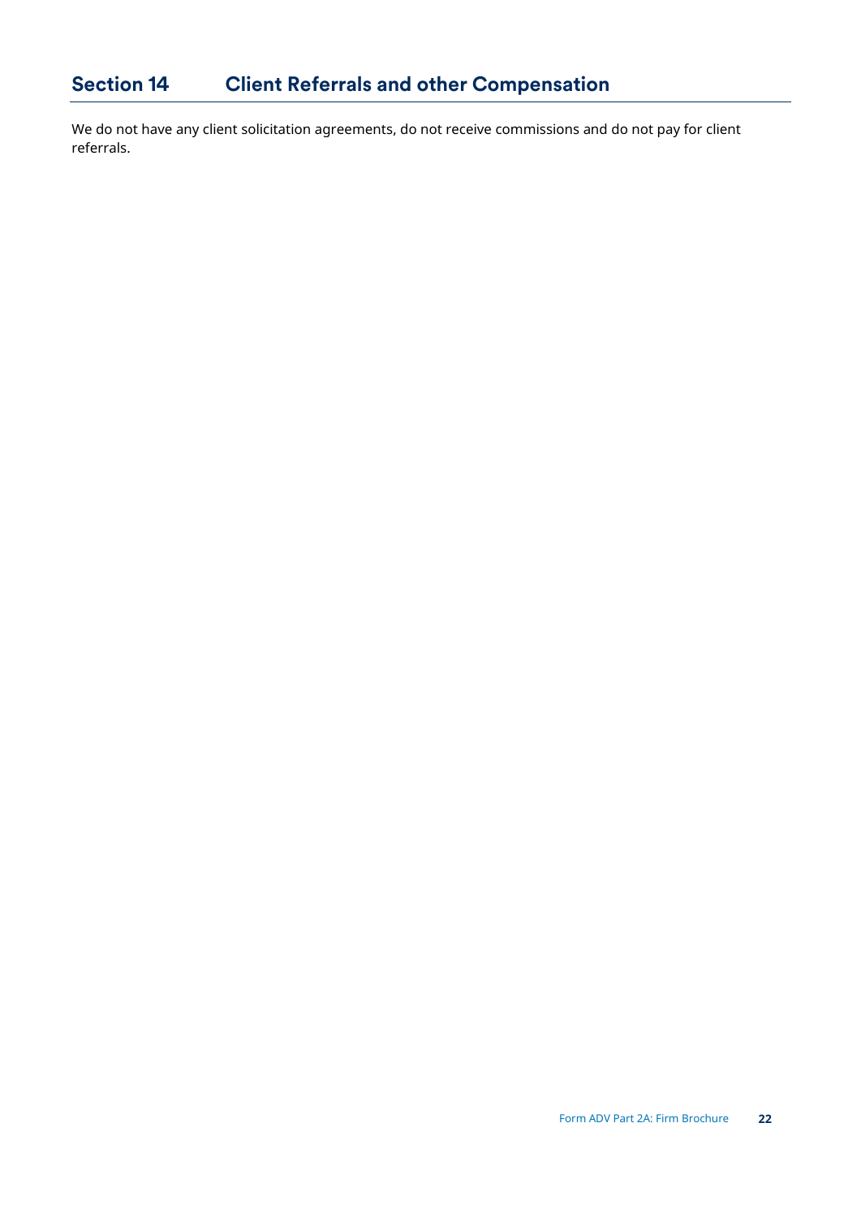## Section 14 Client Referrals and other Compensation

We do not have any client solicitation agreements, do not receive commissions and do not pay for client referrals.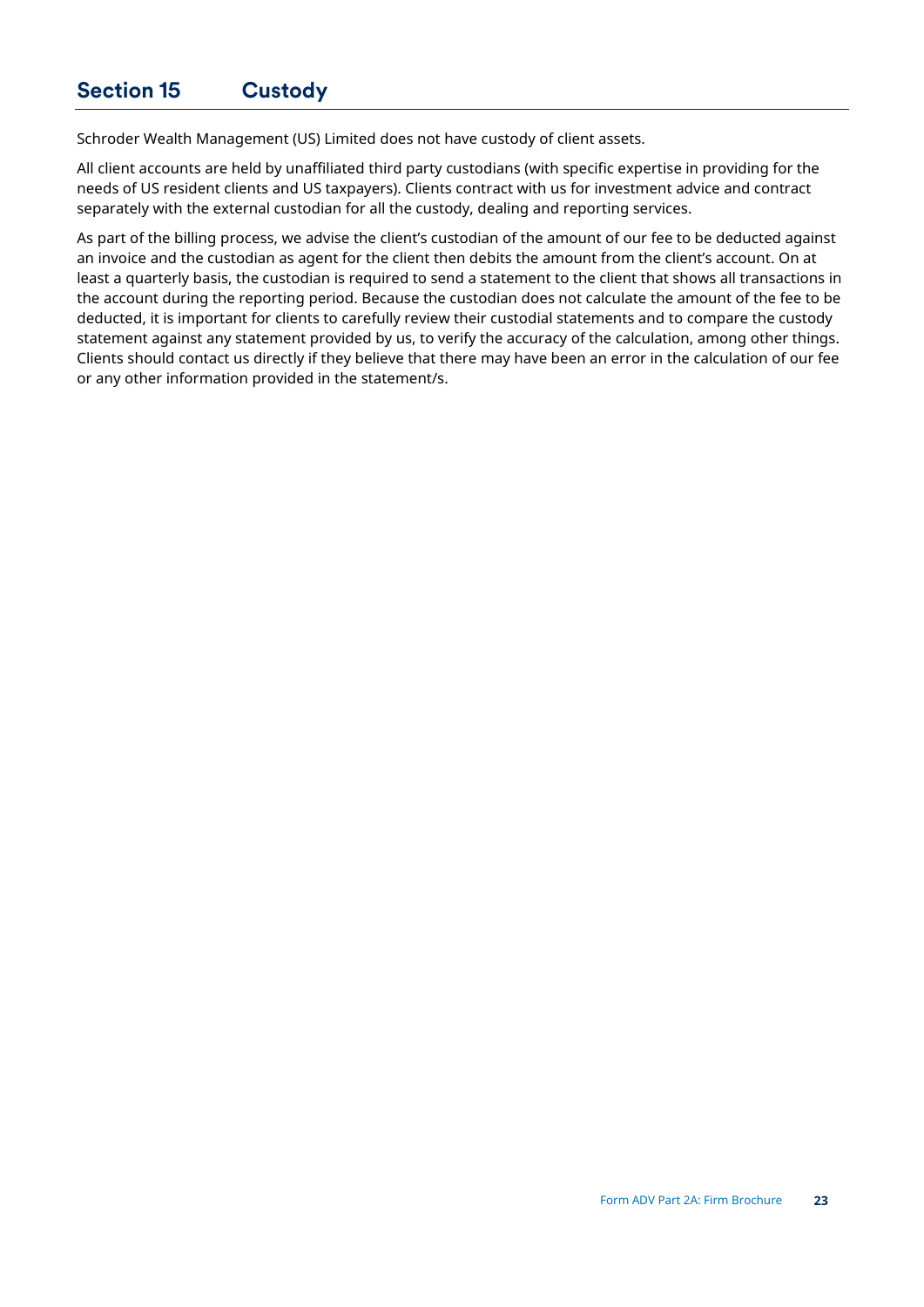## Section 15 Custody

Schroder Wealth Management (US) Limited does not have custody of client assets.

All client accounts are held by unaffiliated third party custodians (with specific expertise in providing for the needs of US resident clients and US taxpayers). Clients contract with us for investment advice and contract separately with the external custodian for all the custody, dealing and reporting services.

As part of the billing process, we advise the client's custodian of the amount of our fee to be deducted against an invoice and the custodian as agent for the client then debits the amount from the client's account. On at least a quarterly basis, the custodian is required to send a statement to the client that shows all transactions in the account during the reporting period. Because the custodian does not calculate the amount of the fee to be deducted, it is important for clients to carefully review their custodial statements and to compare the custody statement against any statement provided by us, to verify the accuracy of the calculation, among other things. Clients should contact us directly if they believe that there may have been an error in the calculation of our fee or any other information provided in the statement/s.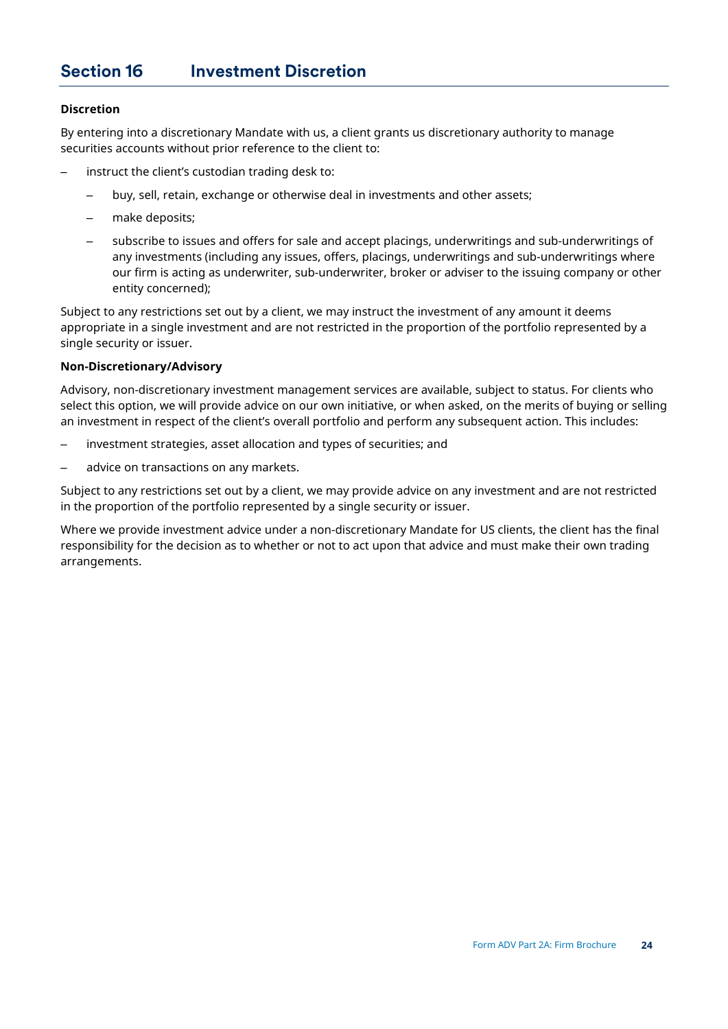## Section 16 Investment Discretion

**Discretion**

By entering into a discretionary Mandate with us, a client grants us discretionary authority to manage securities accounts without prior reference to the client to:

- instruct the client's custodian trading desk to:
  - buy, sell, retain, exchange or otherwise deal in investments and other assets;
  - make deposits;
  - subscribe to issues and offers for sale and accept placings, underwritings and sub-underwritings of any investments (including any issues, offers, placings, underwritings and sub-underwritings where our firm is acting as underwriter, sub-underwriter, broker or adviser to the issuing company or other entity concerned);

Subject to any restrictions set out by a client, we may instruct the investment of any amount it deems appropriate in a single investment and are not restricted in the proportion of the portfolio represented by a single security or issuer.

**Non-Discretionary/Advisory**

Advisory, non-discretionary investment management services are available, subject to status. For clients who select this option, we will provide advice on our own initiative, or when asked, on the merits of buying or selling an investment in respect of the client's overall portfolio and perform any subsequent action. This includes:

- investment strategies, asset allocation and types of securities; and
- advice on transactions on any markets.

Subject to any restrictions set out by a client, we may provide advice on any investment and are not restricted in the proportion of the portfolio represented by a single security or issuer.

Where we provide investment advice under a non-discretionary Mandate for US clients, the client has the final responsibility for the decision as to whether or not to act upon that advice and must make their own trading arrangements.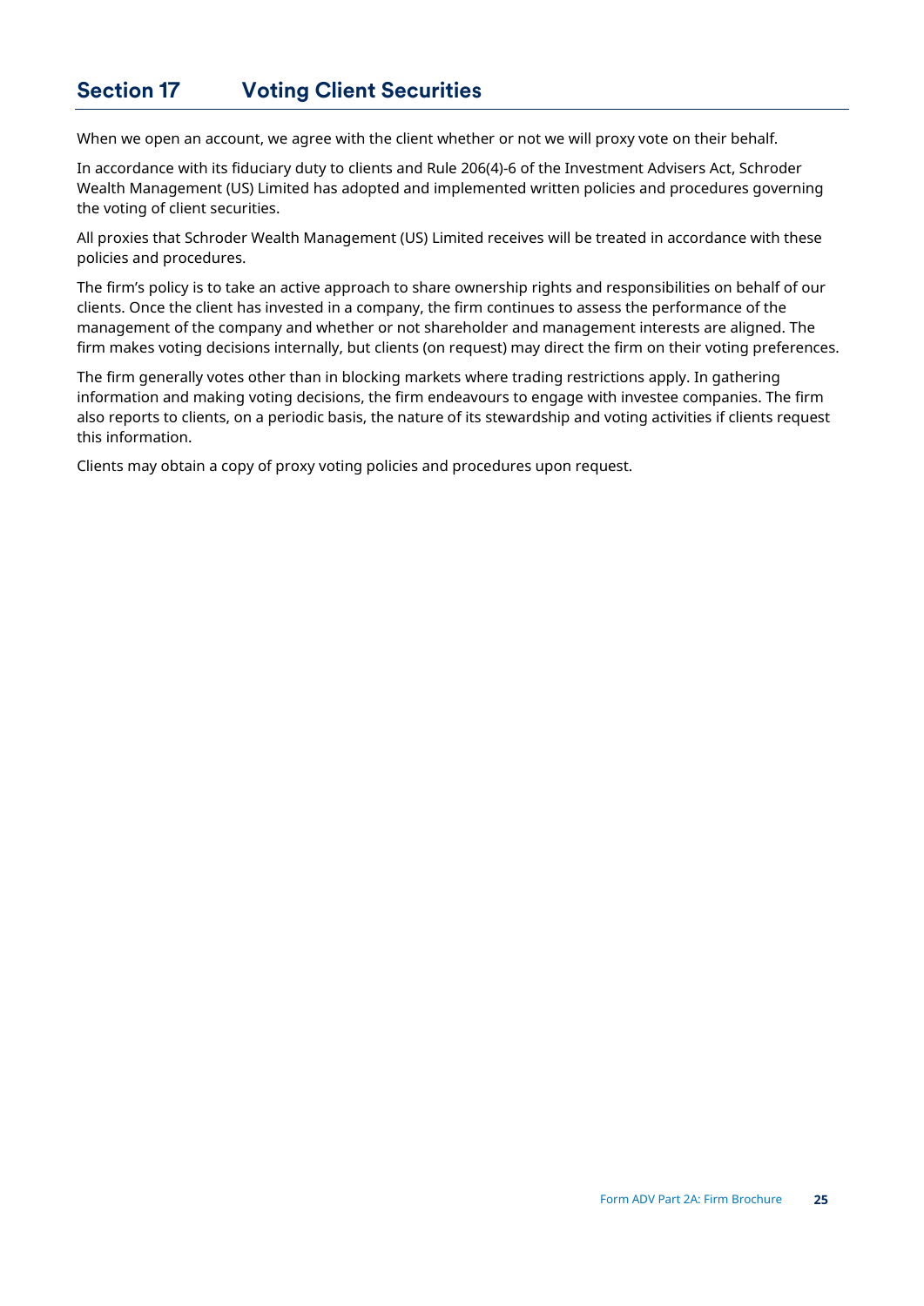## Section 17 Voting Client Securities

When we open an account, we agree with the client whether or not we will proxy vote on their behalf.

In accordance with its fiduciary duty to clients and Rule 206(4)-6 of the Investment Advisers Act, Schroder Wealth Management (US) Limited has adopted and implemented written policies and procedures governing the voting of client securities.

All proxies that Schroder Wealth Management (US) Limited receives will be treated in accordance with these policies and procedures.

The firm's policy is to take an active approach to share ownership rights and responsibilities on behalf of our clients. Once the client has invested in a company, the firm continues to assess the performance of the management of the company and whether or not shareholder and management interests are aligned. The firm makes voting decisions internally, but clients (on request) may direct the firm on their voting preferences.

The firm generally votes other than in blocking markets where trading restrictions apply. In gathering information and making voting decisions, the firm endeavours to engage with investee companies. The firm also reports to clients, on a periodic basis, the nature of its stewardship and voting activities if clients request this information.

Clients may obtain a copy of proxy voting policies and procedures upon request.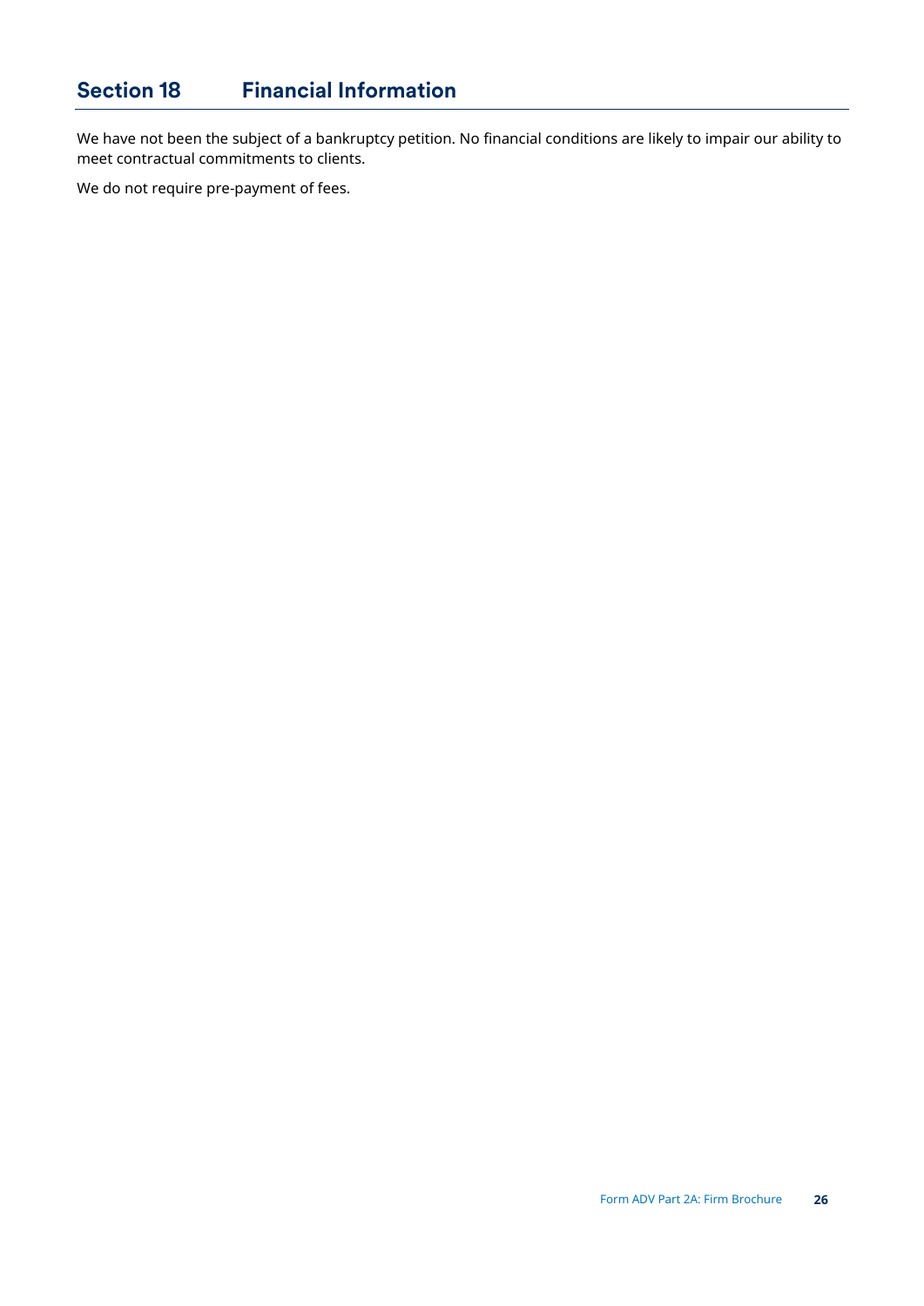## Section 18 Financial Information

We have not been the subject of a bankruptcy petition. No financial conditions are likely to impair our ability to meet contractual commitments to clients.

We do not require pre-payment of fees.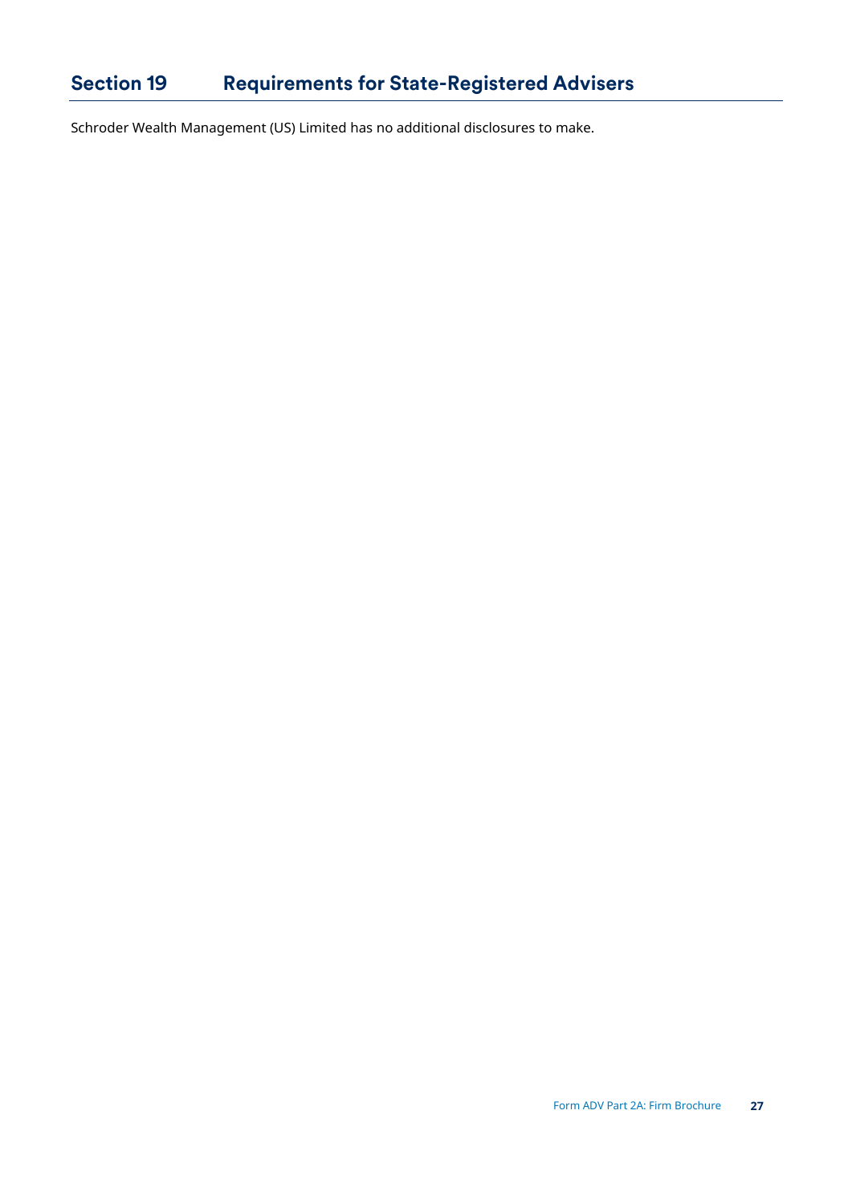## Section 19 Requirements for State-Registered Advisers

Schroder Wealth Management (US) Limited has no additional disclosures to make.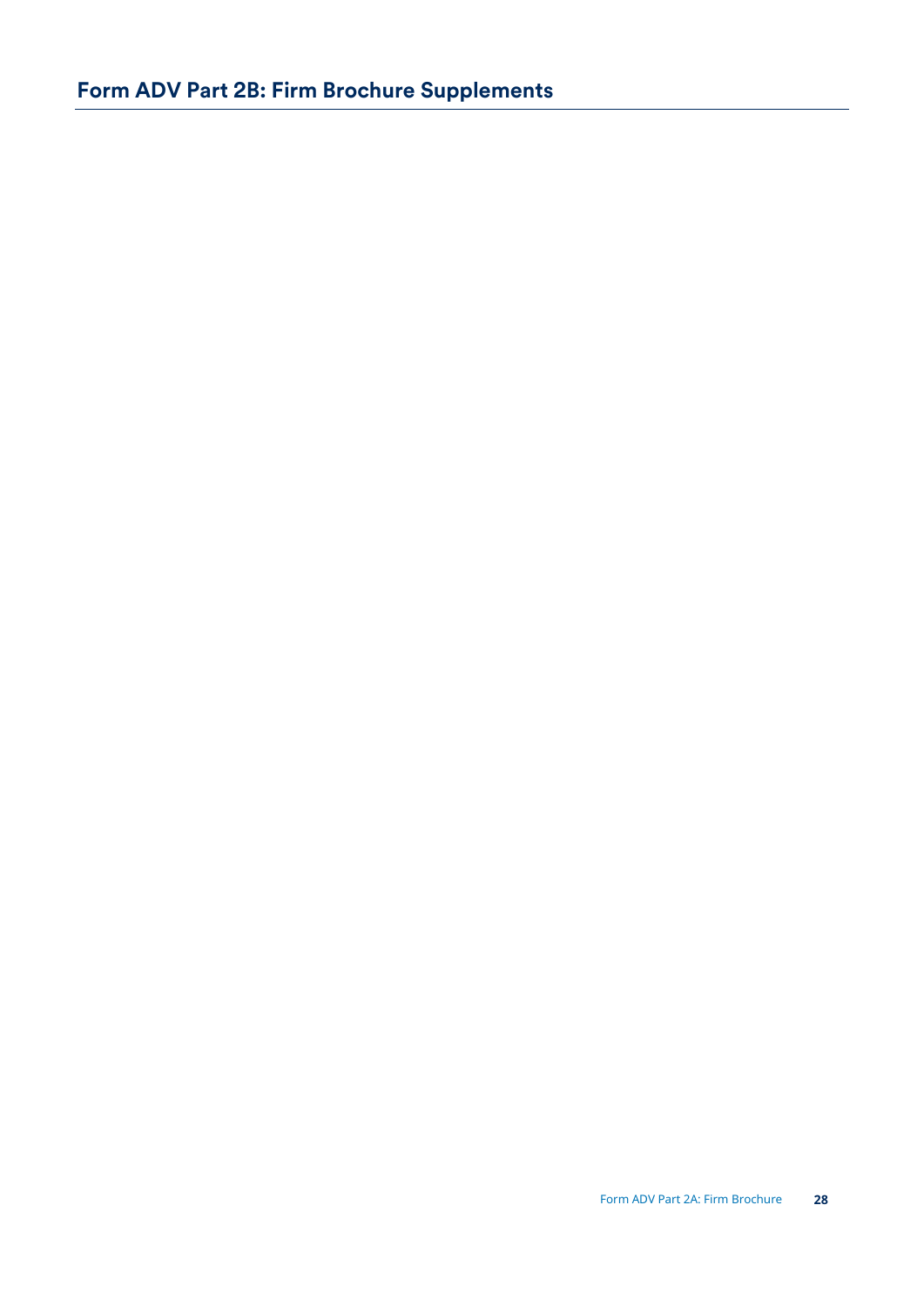# Form ADV Part 2B: Firm Brochure Supplements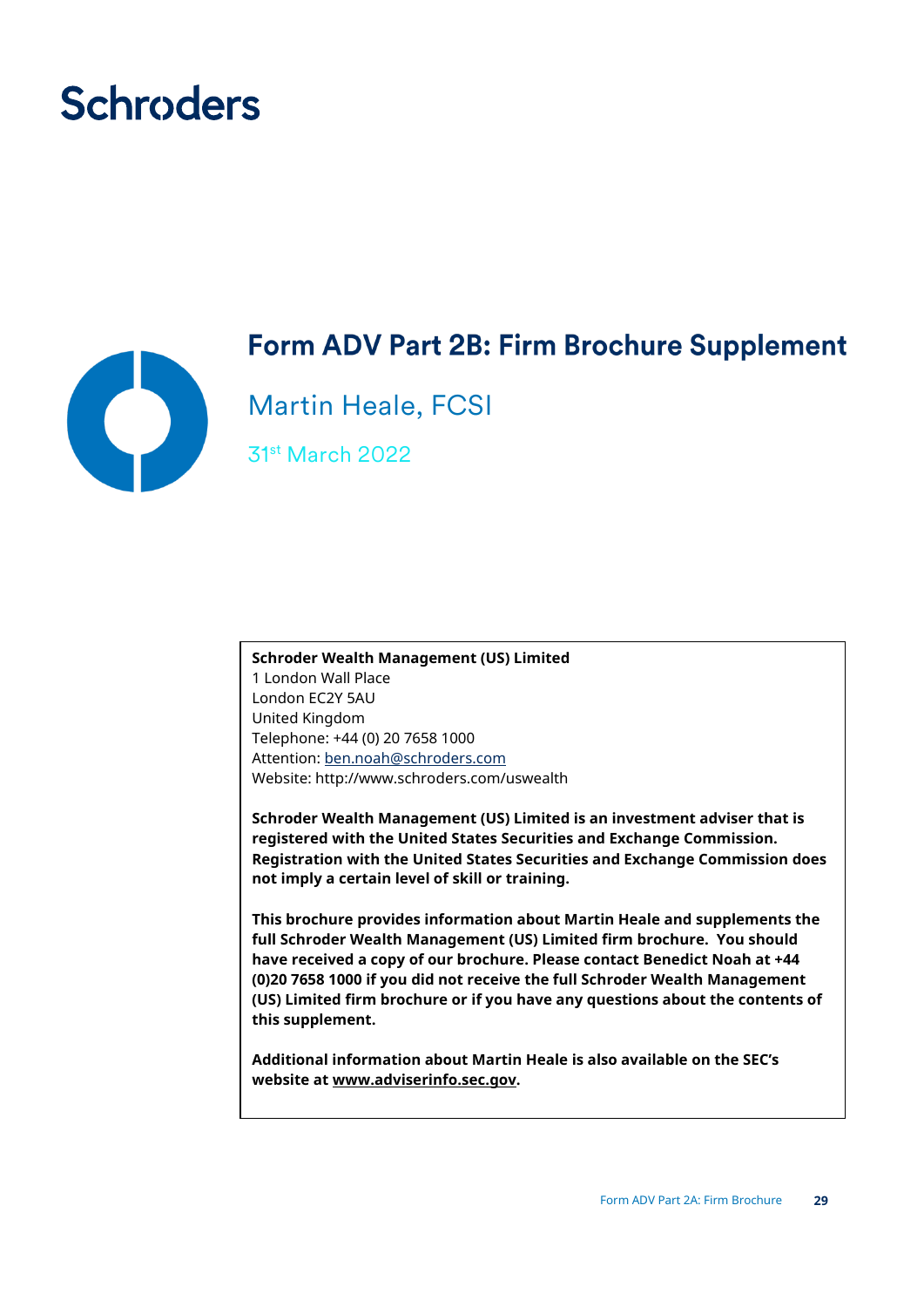Schroders

# Form ADV Part 2B: Firm Brochure Supplement

## Martin Heale, FCSI

31st March 2022

**Schroder Wealth Management (US) Limited**
1 London Wall Place
London EC2Y 5AU
United Kingdom
Telephone: +44 (0) 20 7658 1000
Attention: ben.noah@schroders.com
Website: http://www.schroders.com/uswealth

**Schroder Wealth Management (US) Limited is an investment adviser that is registered with the United States Securities and Exchange Commission. Registration with the United States Securities and Exchange Commission does not imply a certain level of skill or training.**

**This brochure provides information about Martin Heale and supplements the full Schroder Wealth Management (US) Limited firm brochure. You should have received a copy of our brochure. Please contact Benedict Noah at +44 (0)20 7658 1000 if you did not receive the full Schroder Wealth Management (US) Limited firm brochure or if you have any questions about the contents of this supplement.**

**Additional information about Martin Heale is also available on the SEC's website at www.adviserinfo.sec.gov.**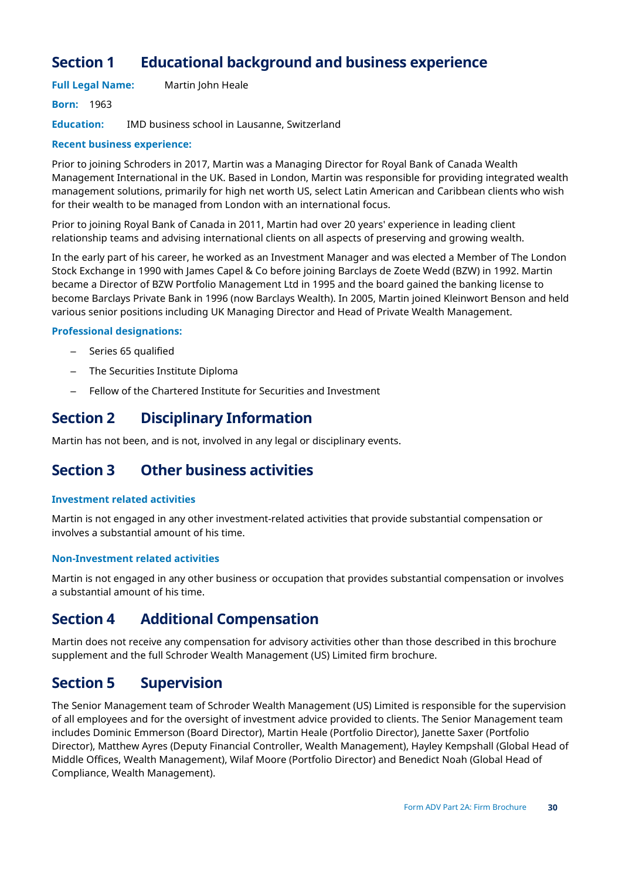## Section 1 Educational background and business experience

**Full Legal Name:** Martin John Heale

**Born:** 1963

**Education:** IMD business school in Lausanne, Switzerland

**Recent business experience:**

Prior to joining Schroders in 2017, Martin was a Managing Director for Royal Bank of Canada Wealth Management International in the UK. Based in London, Martin was responsible for providing integrated wealth management solutions, primarily for high net worth US, select Latin American and Caribbean clients who wish for their wealth to be managed from London with an international focus.

Prior to joining Royal Bank of Canada in 2011, Martin had over 20 years' experience in leading client relationship teams and advising international clients on all aspects of preserving and growing wealth.

In the early part of his career, he worked as an Investment Manager and was elected a Member of The London Stock Exchange in 1990 with James Capel & Co before joining Barclays de Zoete Wedd (BZW) in 1992. Martin became a Director of BZW Portfolio Management Ltd in 1995 and the board gained the banking license to become Barclays Private Bank in 1996 (now Barclays Wealth). In 2005, Martin joined Kleinwort Benson and held various senior positions including UK Managing Director and Head of Private Wealth Management.

**Professional designations:**

- Series 65 qualified
- The Securities Institute Diploma
- Fellow of the Chartered Institute for Securities and Investment

## Section 2 Disciplinary Information

Martin has not been, and is not, involved in any legal or disciplinary events.

## Section 3 Other business activities

**Investment related activities**

Martin is not engaged in any other investment-related activities that provide substantial compensation or involves a substantial amount of his time.

**Non-Investment related activities**

Martin is not engaged in any other business or occupation that provides substantial compensation or involves a substantial amount of his time.

## Section 4 Additional Compensation

Martin does not receive any compensation for advisory activities other than those described in this brochure supplement and the full Schroder Wealth Management (US) Limited firm brochure.

## Section 5 Supervision

The Senior Management team of Schroder Wealth Management (US) Limited is responsible for the supervision of all employees and for the oversight of investment advice provided to clients. The Senior Management team includes Dominic Emmerson (Board Director), Martin Heale (Portfolio Director), Janette Saxer (Portfolio Director), Matthew Ayres (Deputy Financial Controller, Wealth Management), Hayley Kempshall (Global Head of Middle Offices, Wealth Management), Wilaf Moore (Portfolio Director) and Benedict Noah (Global Head of Compliance, Wealth Management).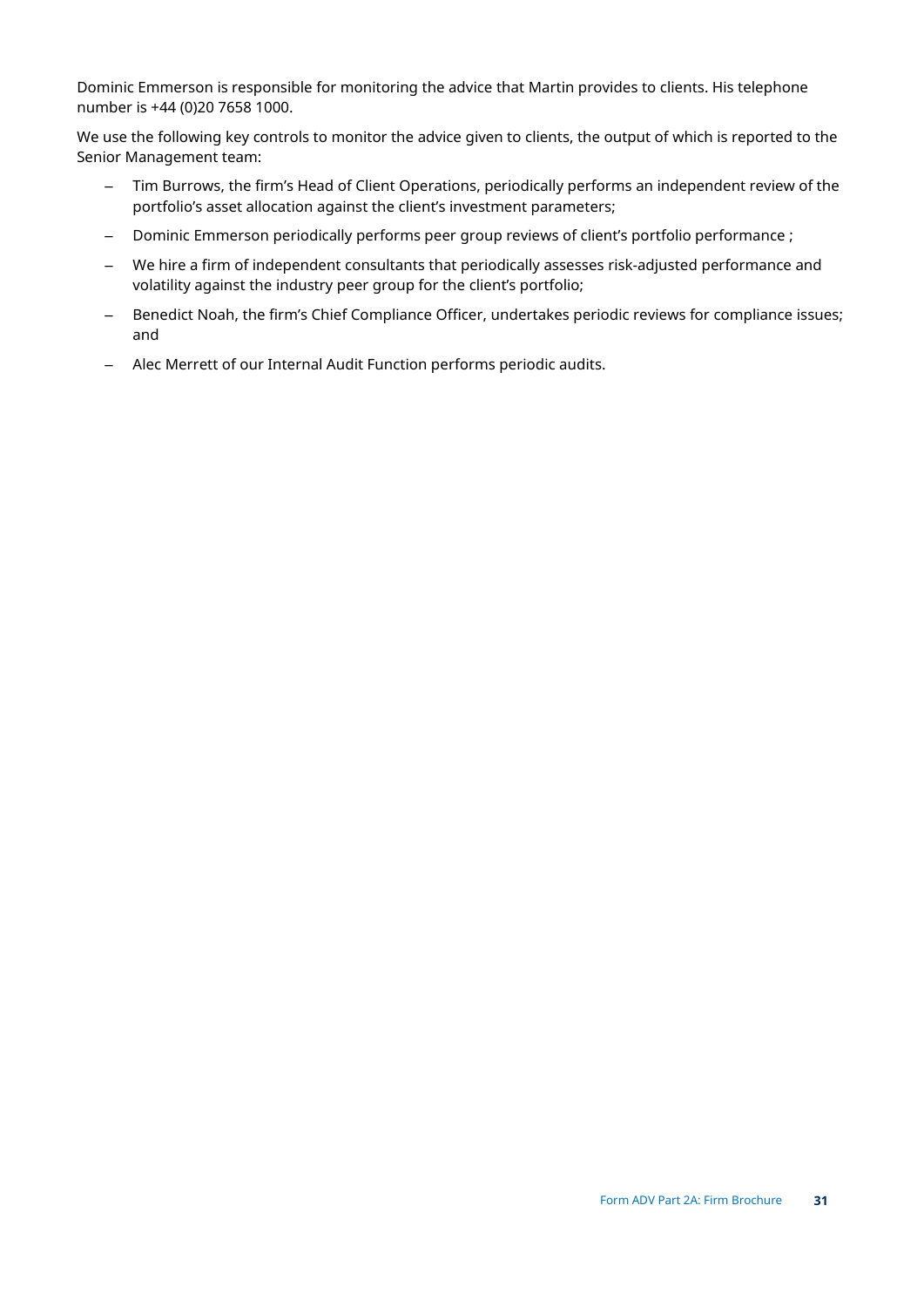Dominic Emmerson is responsible for monitoring the advice that Martin provides to clients. His telephone number is +44 (0)20 7658 1000.

We use the following key controls to monitor the advice given to clients, the output of which is reported to the Senior Management team:

- Tim Burrows, the firm's Head of Client Operations, periodically performs an independent review of the portfolio's asset allocation against the client's investment parameters;
- Dominic Emmerson periodically performs peer group reviews of client's portfolio performance ;
- We hire a firm of independent consultants that periodically assesses risk-adjusted performance and volatility against the industry peer group for the client's portfolio;
- Benedict Noah, the firm's Chief Compliance Officer, undertakes periodic reviews for compliance issues; and
- Alec Merrett of our Internal Audit Function performs periodic audits.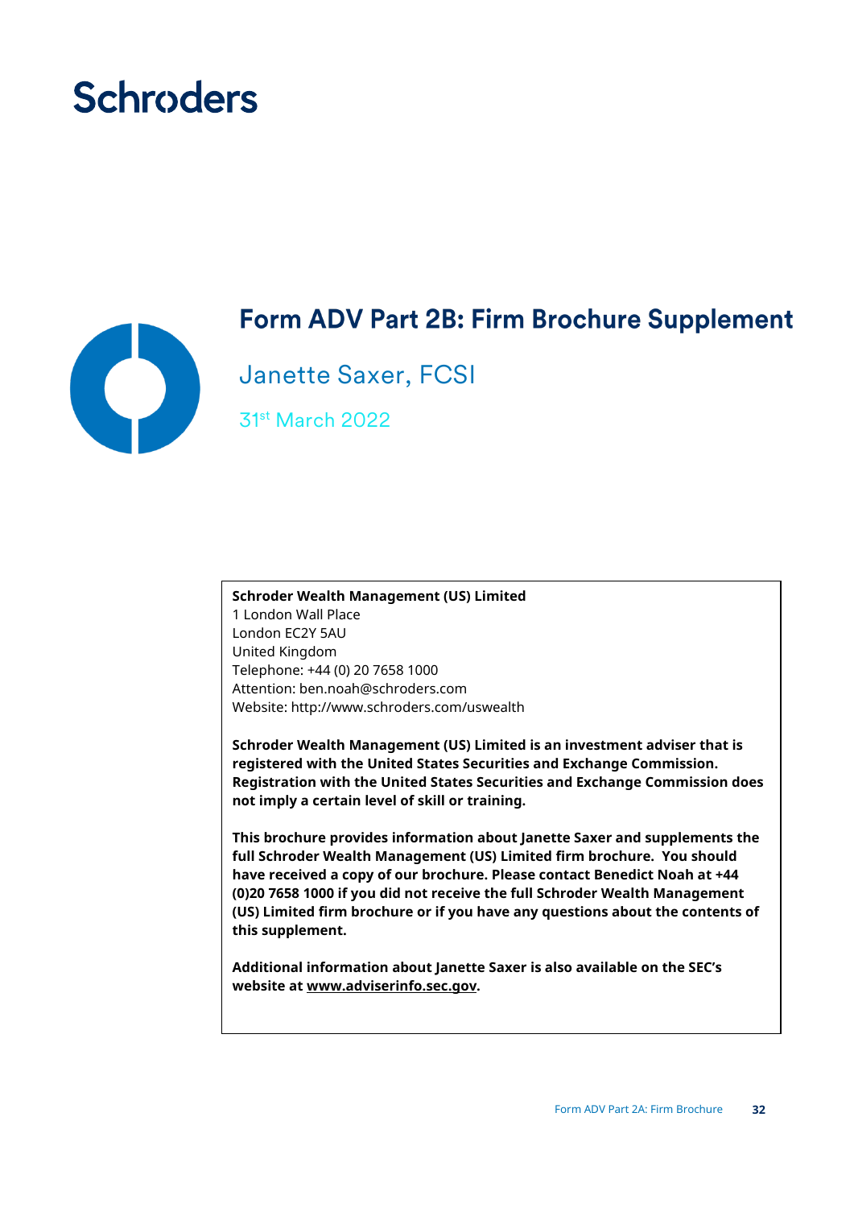Schroders

# Form ADV Part 2B: Firm Brochure Supplement

## Janette Saxer, FCSI

31st March 2022

**Schroder Wealth Management (US) Limited**
1 London Wall Place
London EC2Y 5AU
United Kingdom
Telephone: +44 (0) 20 7658 1000
Attention: ben.noah@schroders.com
Website: http://www.schroders.com/uswealth

**Schroder Wealth Management (US) Limited is an investment adviser that is registered with the United States Securities and Exchange Commission. Registration with the United States Securities and Exchange Commission does not imply a certain level of skill or training.**

**This brochure provides information about Janette Saxer and supplements the full Schroder Wealth Management (US) Limited firm brochure. You should have received a copy of our brochure. Please contact Benedict Noah at +44 (0)20 7658 1000 if you did not receive the full Schroder Wealth Management (US) Limited firm brochure or if you have any questions about the contents of this supplement.**

**Additional information about Janette Saxer is also available on the SEC's website at www.adviserinfo.sec.gov.**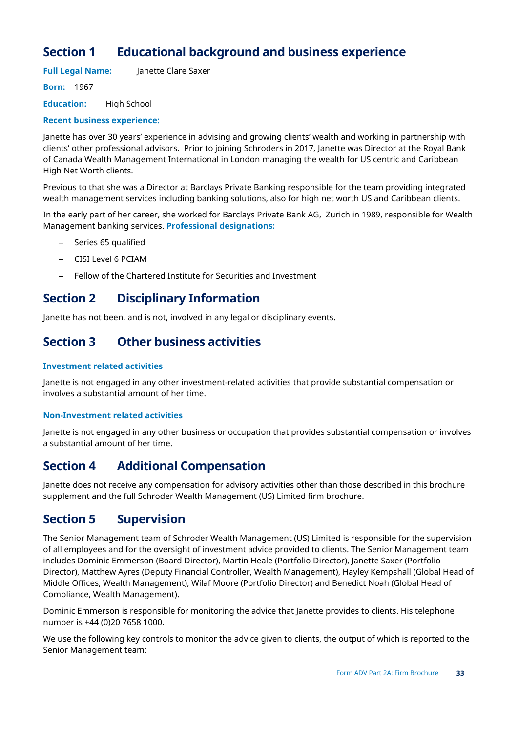## Section 1 Educational background and business experience

**Full Legal Name:** Janette Clare Saxer

**Born:** 1967

**Education:** High School

**Recent business experience:**

Janette has over 30 years' experience in advising and growing clients' wealth and working in partnership with clients' other professional advisors. Prior to joining Schroders in 2017, Janette was Director at the Royal Bank of Canada Wealth Management International in London managing the wealth for US centric and Caribbean High Net Worth clients.

Previous to that she was a Director at Barclays Private Banking responsible for the team providing integrated wealth management services including banking solutions, also for high net worth US and Caribbean clients.

In the early part of her career, she worked for Barclays Private Bank AG, Zurich in 1989, responsible for Wealth Management banking services. **Professional designations:**

- Series 65 qualified
- CISI Level 6 PCIAM
- Fellow of the Chartered Institute for Securities and Investment

## Section 2 Disciplinary Information

Janette has not been, and is not, involved in any legal or disciplinary events.

## Section 3 Other business activities

### Investment related activities

Janette is not engaged in any other investment-related activities that provide substantial compensation or involves a substantial amount of her time.

### Non-Investment related activities

Janette is not engaged in any other business or occupation that provides substantial compensation or involves a substantial amount of her time.

## Section 4 Additional Compensation

Janette does not receive any compensation for advisory activities other than those described in this brochure supplement and the full Schroder Wealth Management (US) Limited firm brochure.

## Section 5 Supervision

The Senior Management team of Schroder Wealth Management (US) Limited is responsible for the supervision of all employees and for the oversight of investment advice provided to clients. The Senior Management team includes Dominic Emmerson (Board Director), Martin Heale (Portfolio Director), Janette Saxer (Portfolio Director), Matthew Ayres (Deputy Financial Controller, Wealth Management), Hayley Kempshall (Global Head of Middle Offices, Wealth Management), Wilaf Moore (Portfolio Director) and Benedict Noah (Global Head of Compliance, Wealth Management).

Dominic Emmerson is responsible for monitoring the advice that Janette provides to clients. His telephone number is +44 (0)20 7658 1000.

We use the following key controls to monitor the advice given to clients, the output of which is reported to the Senior Management team: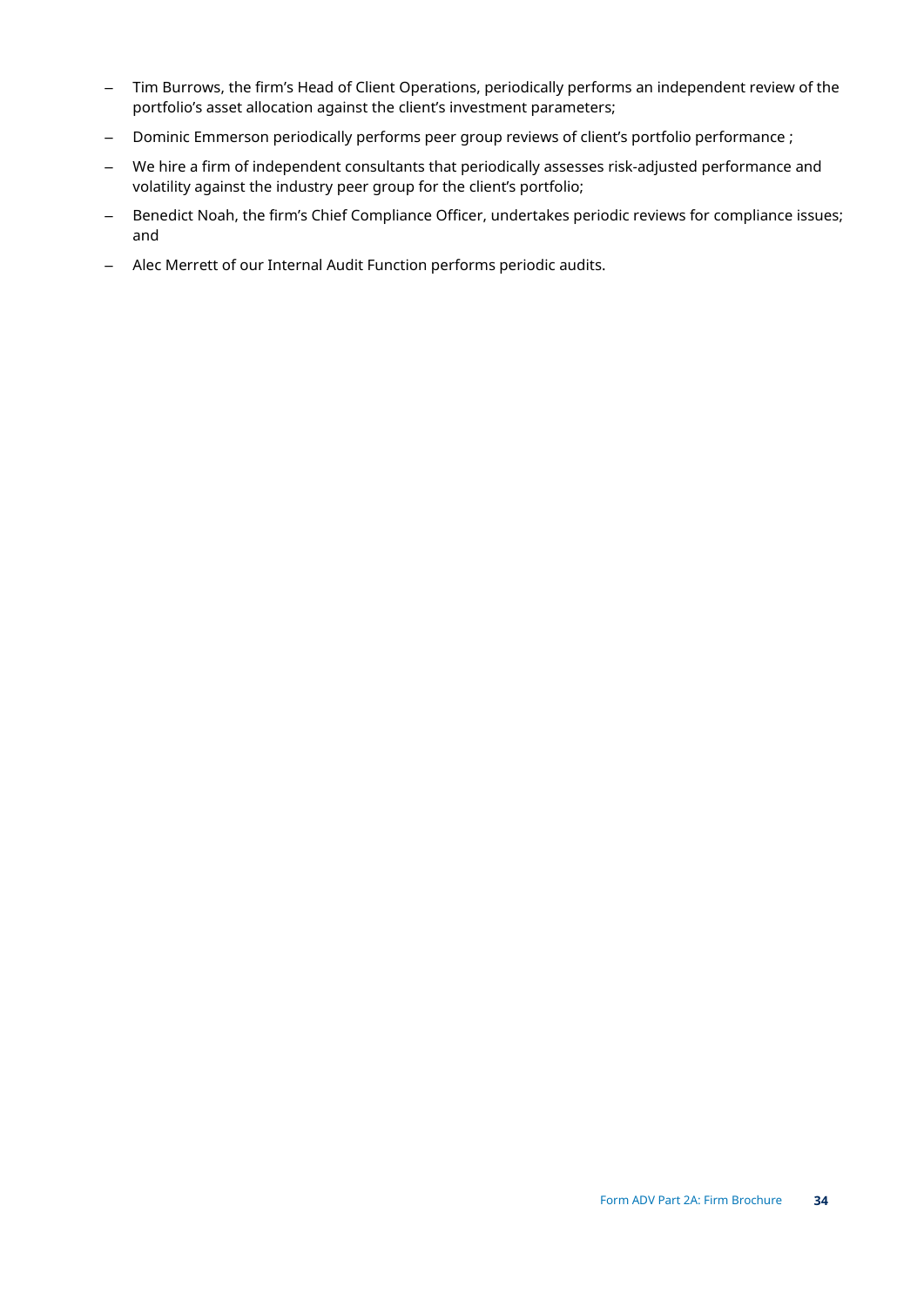- Tim Burrows, the firm's Head of Client Operations, periodically performs an independent review of the portfolio's asset allocation against the client's investment parameters;
- Dominic Emmerson periodically performs peer group reviews of client's portfolio performance ;
- We hire a firm of independent consultants that periodically assesses risk-adjusted performance and volatility against the industry peer group for the client's portfolio;
- Benedict Noah, the firm's Chief Compliance Officer, undertakes periodic reviews for compliance issues; and
- Alec Merrett of our Internal Audit Function performs periodic audits.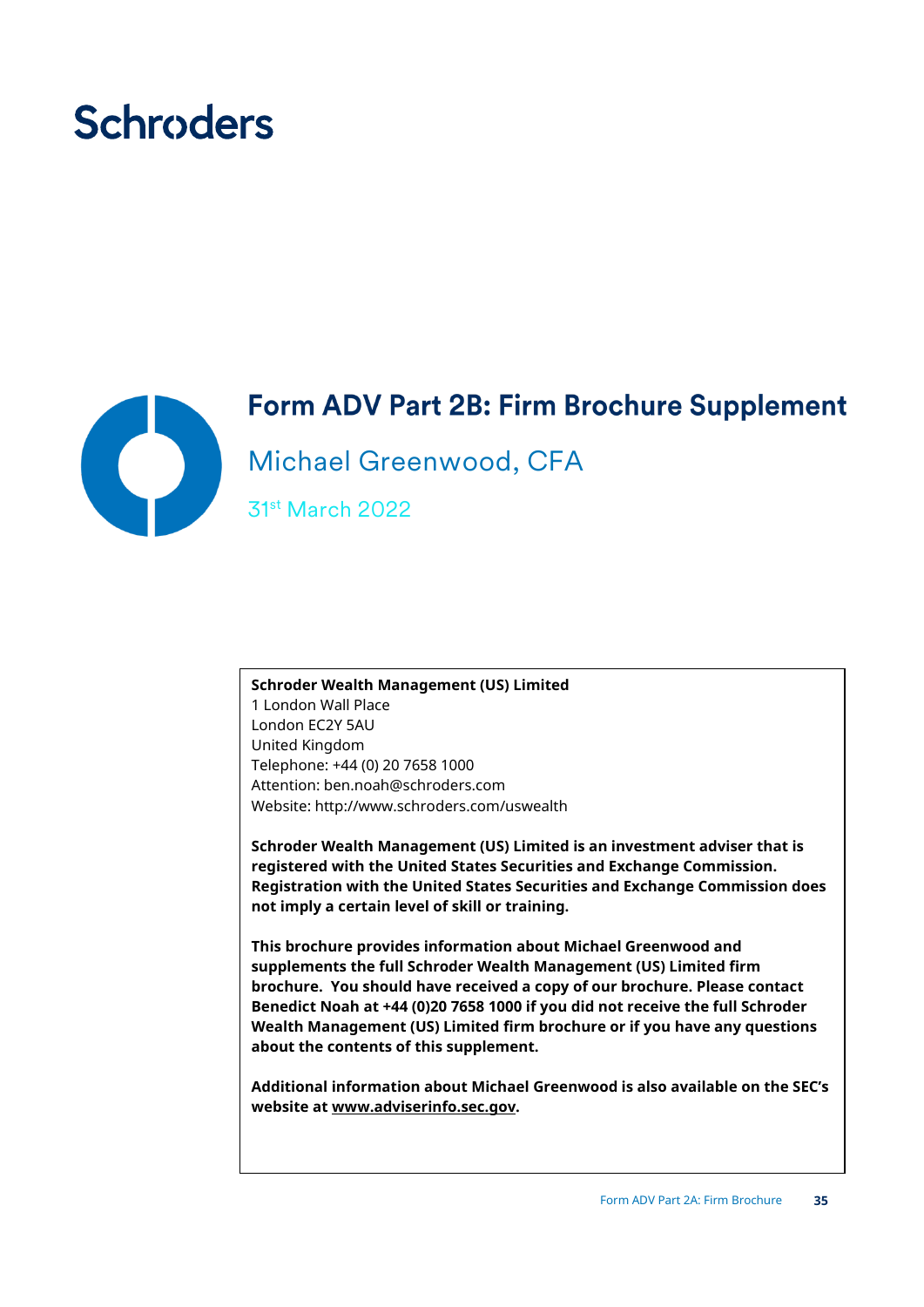Schroders

# Form ADV Part 2B: Firm Brochure Supplement

## Michael Greenwood, CFA

31st March 2022

**Schroder Wealth Management (US) Limited**
1 London Wall Place
London EC2Y 5AU
United Kingdom
Telephone: +44 (0) 20 7658 1000
Attention: ben.noah@schroders.com
Website: http://www.schroders.com/uswealth

**Schroder Wealth Management (US) Limited is an investment adviser that is registered with the United States Securities and Exchange Commission. Registration with the United States Securities and Exchange Commission does not imply a certain level of skill or training.**

**This brochure provides information about Michael Greenwood and supplements the full Schroder Wealth Management (US) Limited firm brochure. You should have received a copy of our brochure. Please contact Benedict Noah at +44 (0)20 7658 1000 if you did not receive the full Schroder Wealth Management (US) Limited firm brochure or if you have any questions about the contents of this supplement.**

**Additional information about Michael Greenwood is also available on the SEC's website at www.adviserinfo.sec.gov.**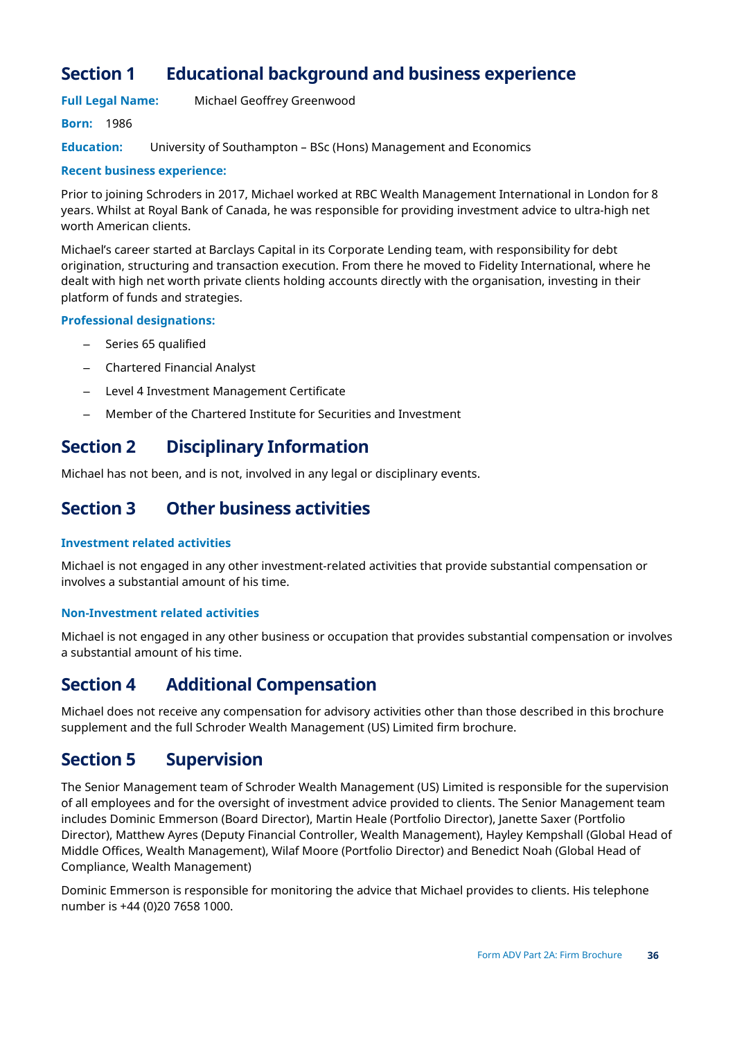## Section 1 Educational background and business experience

**Full Legal Name:** Michael Geoffrey Greenwood

**Born:** 1986

**Education:** University of Southampton – BSc (Hons) Management and Economics

**Recent business experience:**

Prior to joining Schroders in 2017, Michael worked at RBC Wealth Management International in London for 8 years. Whilst at Royal Bank of Canada, he was responsible for providing investment advice to ultra-high net worth American clients.

Michael's career started at Barclays Capital in its Corporate Lending team, with responsibility for debt origination, structuring and transaction execution. From there he moved to Fidelity International, where he dealt with high net worth private clients holding accounts directly with the organisation, investing in their platform of funds and strategies.

**Professional designations:**

- Series 65 qualified
- Chartered Financial Analyst
- Level 4 Investment Management Certificate
- Member of the Chartered Institute for Securities and Investment

## Section 2 Disciplinary Information

Michael has not been, and is not, involved in any legal or disciplinary events.

## Section 3 Other business activities

#### Investment related activities

Michael is not engaged in any other investment-related activities that provide substantial compensation or involves a substantial amount of his time.

#### Non-Investment related activities

Michael is not engaged in any other business or occupation that provides substantial compensation or involves a substantial amount of his time.

## Section 4 Additional Compensation

Michael does not receive any compensation for advisory activities other than those described in this brochure supplement and the full Schroder Wealth Management (US) Limited firm brochure.

## Section 5 Supervision

The Senior Management team of Schroder Wealth Management (US) Limited is responsible for the supervision of all employees and for the oversight of investment advice provided to clients. The Senior Management team includes Dominic Emmerson (Board Director), Martin Heale (Portfolio Director), Janette Saxer (Portfolio Director), Matthew Ayres (Deputy Financial Controller, Wealth Management), Hayley Kempshall (Global Head of Middle Offices, Wealth Management), Wilaf Moore (Portfolio Director) and Benedict Noah (Global Head of Compliance, Wealth Management)

Dominic Emmerson is responsible for monitoring the advice that Michael provides to clients. His telephone number is +44 (0)20 7658 1000.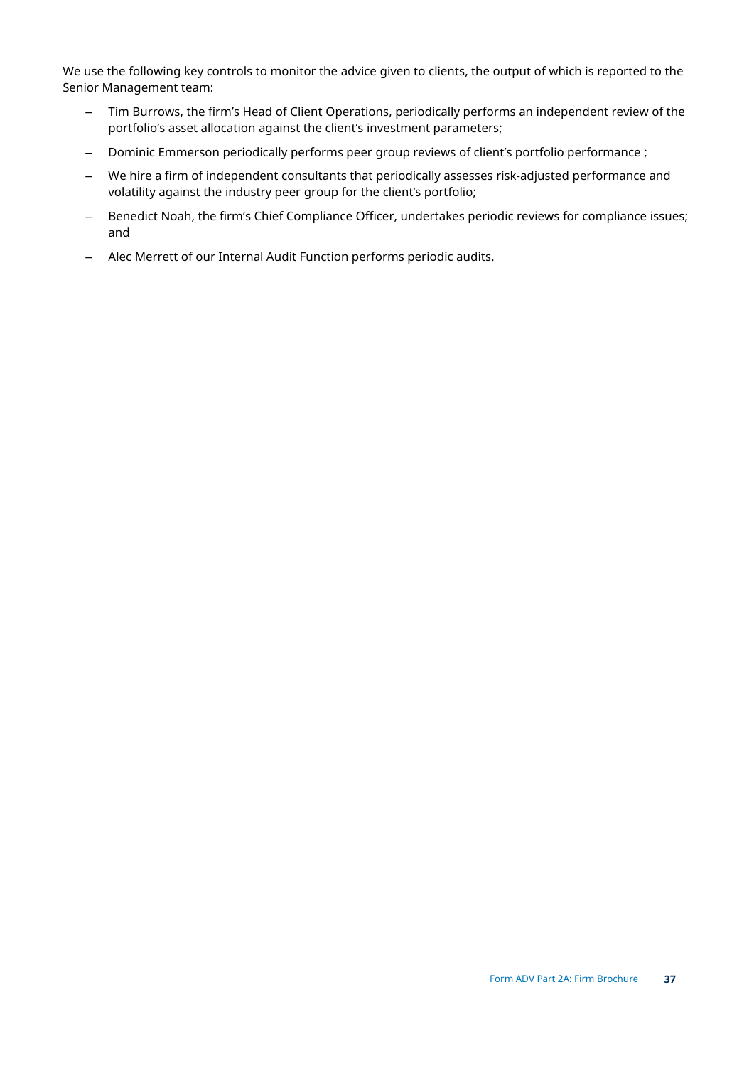We use the following key controls to monitor the advice given to clients, the output of which is reported to the Senior Management team:

- Tim Burrows, the firm’s Head of Client Operations, periodically performs an independent review of the portfolio’s asset allocation against the client’s investment parameters;
- Dominic Emmerson periodically performs peer group reviews of client’s portfolio performance ;
- We hire a firm of independent consultants that periodically assesses risk-adjusted performance and volatility against the industry peer group for the client’s portfolio;
- Benedict Noah, the firm’s Chief Compliance Officer, undertakes periodic reviews for compliance issues; and
- Alec Merrett of our Internal Audit Function performs periodic audits.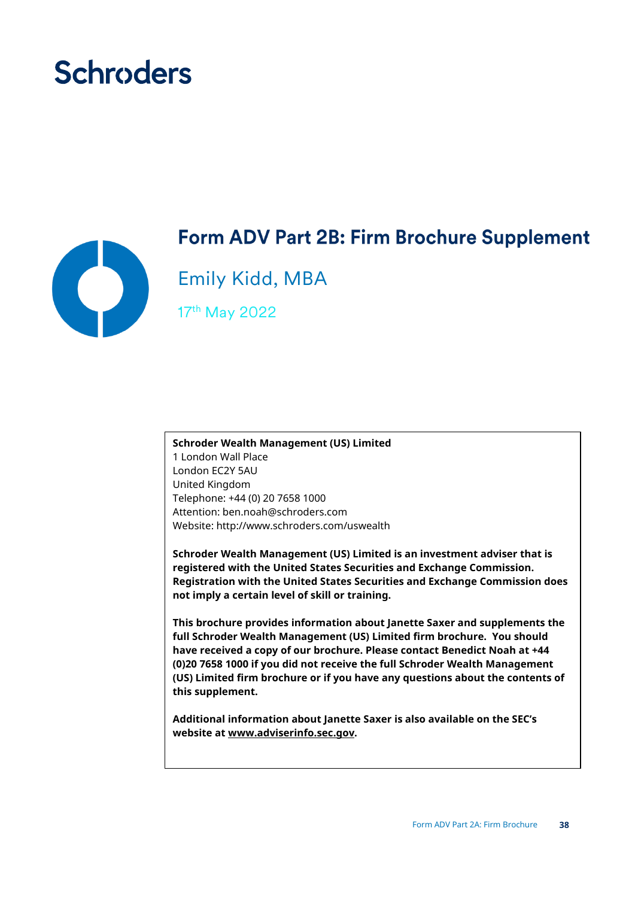Schroders

# Form ADV Part 2B: Firm Brochure Supplement

## Emily Kidd, MBA

17th May 2022

**Schroder Wealth Management (US) Limited**
1 London Wall Place
London EC2Y 5AU
United Kingdom
Telephone: +44 (0) 20 7658 1000
Attention: ben.noah@schroders.com
Website: http://www.schroders.com/uswealth

**Schroder Wealth Management (US) Limited is an investment adviser that is registered with the United States Securities and Exchange Commission. Registration with the United States Securities and Exchange Commission does not imply a certain level of skill or training.**

**This brochure provides information about Janette Saxer and supplements the full Schroder Wealth Management (US) Limited firm brochure. You should have received a copy of our brochure. Please contact Benedict Noah at +44 (0)20 7658 1000 if you did not receive the full Schroder Wealth Management (US) Limited firm brochure or if you have any questions about the contents of this supplement.**

**Additional information about Janette Saxer is also available on the SEC's website at www.adviserinfo.sec.gov.**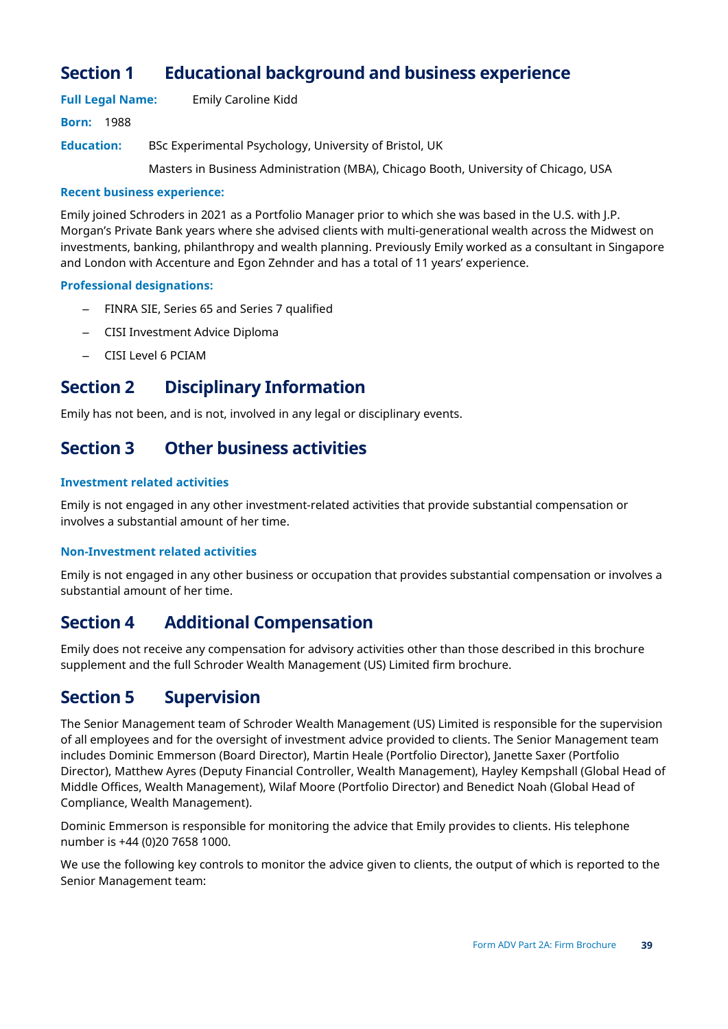## Section 1 Educational background and business experience

**Full Legal Name:** Emily Caroline Kidd

**Born:** 1988

**Education:** BSc Experimental Psychology, University of Bristol, UK

Masters in Business Administration (MBA), Chicago Booth, University of Chicago, USA

**Recent business experience:**

Emily joined Schroders in 2021 as a Portfolio Manager prior to which she was based in the U.S. with J.P. Morgan's Private Bank years where she advised clients with multi-generational wealth across the Midwest on investments, banking, philanthropy and wealth planning. Previously Emily worked as a consultant in Singapore and London with Accenture and Egon Zehnder and has a total of 11 years' experience.

**Professional designations:**

- FINRA SIE, Series 65 and Series 7 qualified
- CISI Investment Advice Diploma
- CISI Level 6 PCIAM

## Section 2 Disciplinary Information

Emily has not been, and is not, involved in any legal or disciplinary events.

## Section 3 Other business activities

### Investment related activities

Emily is not engaged in any other investment-related activities that provide substantial compensation or involves a substantial amount of her time.

### Non-Investment related activities

Emily is not engaged in any other business or occupation that provides substantial compensation or involves a substantial amount of her time.

## Section 4 Additional Compensation

Emily does not receive any compensation for advisory activities other than those described in this brochure supplement and the full Schroder Wealth Management (US) Limited firm brochure.

## Section 5 Supervision

The Senior Management team of Schroder Wealth Management (US) Limited is responsible for the supervision of all employees and for the oversight of investment advice provided to clients. The Senior Management team includes Dominic Emmerson (Board Director), Martin Heale (Portfolio Director), Janette Saxer (Portfolio Director), Matthew Ayres (Deputy Financial Controller, Wealth Management), Hayley Kempshall (Global Head of Middle Offices, Wealth Management), Wilaf Moore (Portfolio Director) and Benedict Noah (Global Head of Compliance, Wealth Management).

Dominic Emmerson is responsible for monitoring the advice that Emily provides to clients. His telephone number is +44 (0)20 7658 1000.

We use the following key controls to monitor the advice given to clients, the output of which is reported to the Senior Management team: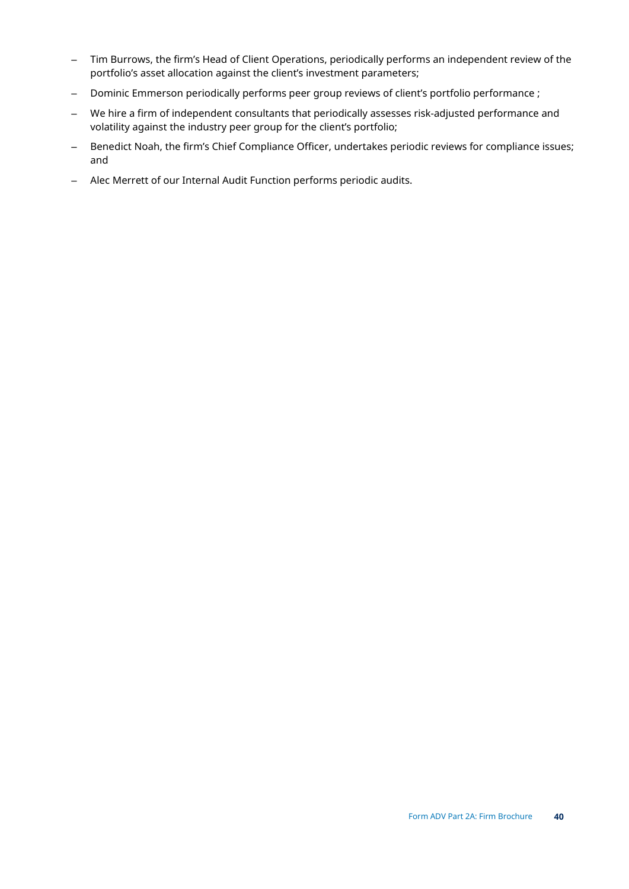- Tim Burrows, the firm's Head of Client Operations, periodically performs an independent review of the portfolio's asset allocation against the client's investment parameters;
- Dominic Emmerson periodically performs peer group reviews of client's portfolio performance ;
- We hire a firm of independent consultants that periodically assesses risk-adjusted performance and volatility against the industry peer group for the client's portfolio;
- Benedict Noah, the firm's Chief Compliance Officer, undertakes periodic reviews for compliance issues; and
- Alec Merrett of our Internal Audit Function performs periodic audits.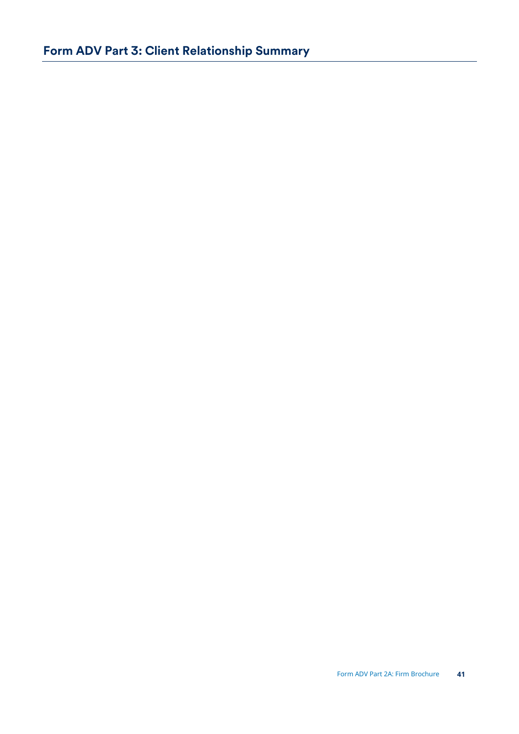## Form ADV Part 3: Client Relationship Summary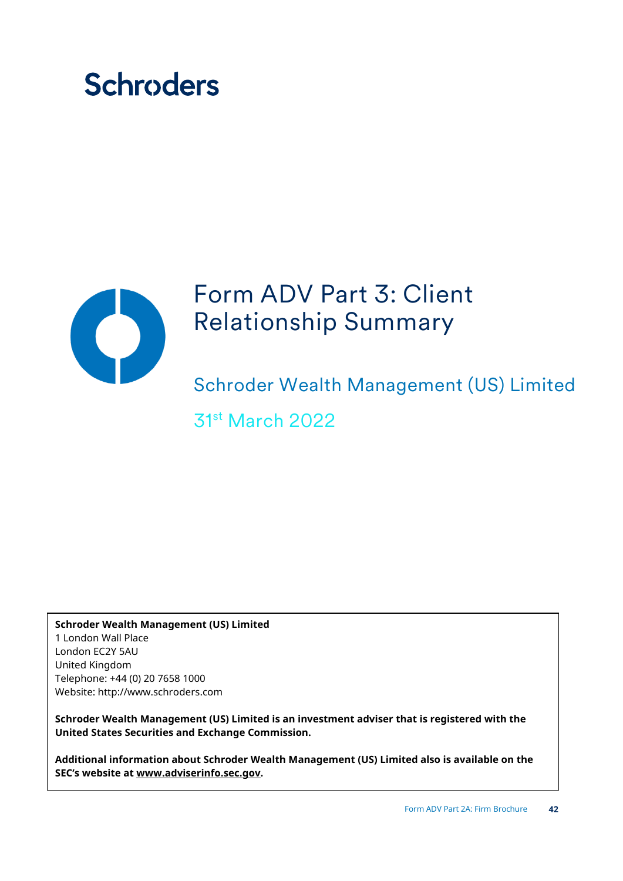Schroders

# Form ADV Part 3: Client Relationship Summary

## Schroder Wealth Management (US) Limited

31st March 2022

**Schroder Wealth Management (US) Limited**
1 London Wall Place
London EC2Y 5AU
United Kingdom
Telephone: +44 (0) 20 7658 1000
Website: http://www.schroders.com

**Schroder Wealth Management (US) Limited is an investment adviser that is registered with the United States Securities and Exchange Commission.**

**Additional information about Schroder Wealth Management (US) Limited also is available on the SEC's website at www.adviserinfo.sec.gov.**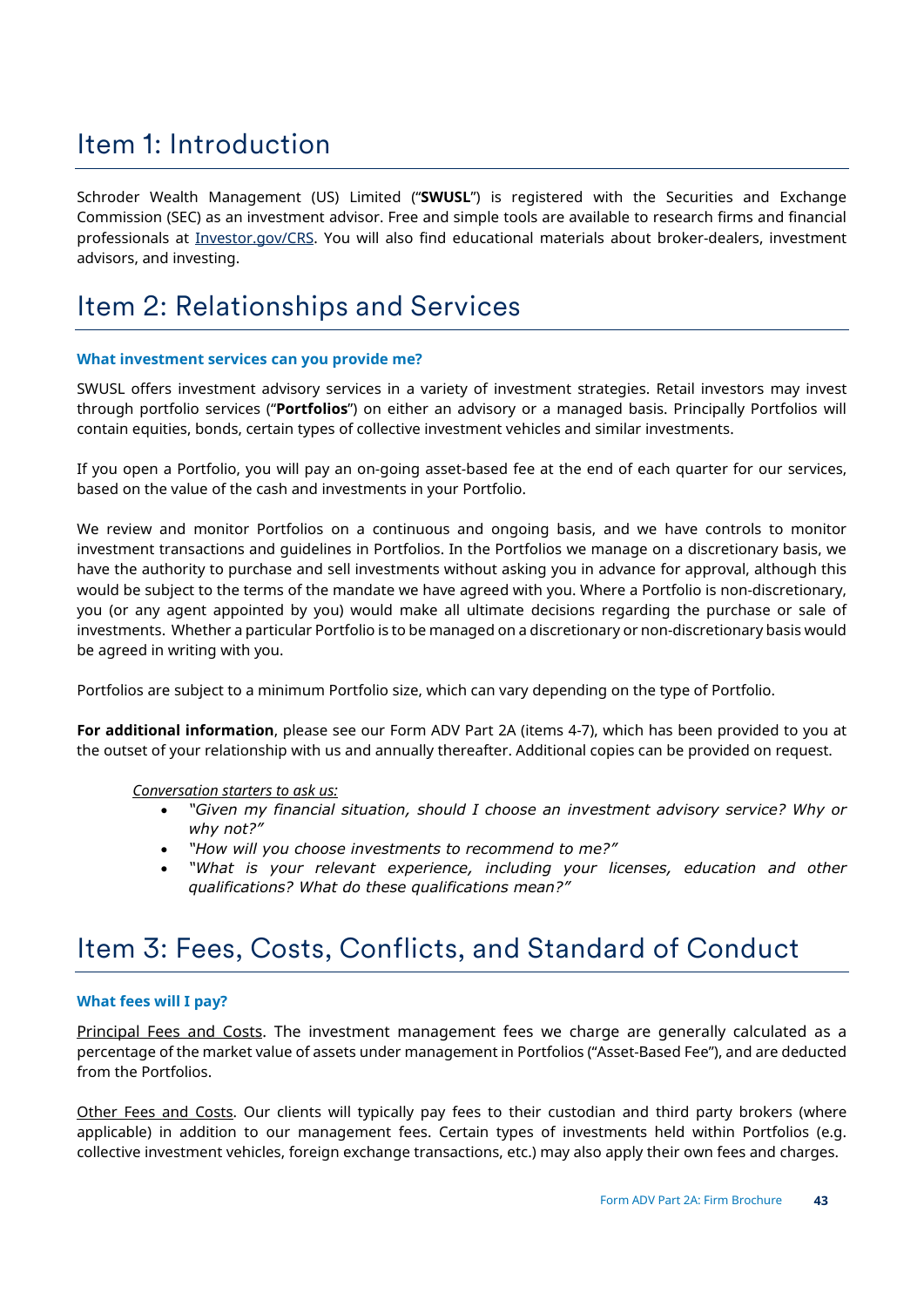# Item 1: Introduction

Schroder Wealth Management (US) Limited ("**SWUSL**") is registered with the Securities and Exchange Commission (SEC) as an investment advisor. Free and simple tools are available to research firms and financial professionals at Investor.gov/CRS. You will also find educational materials about broker-dealers, investment advisors, and investing.

# Item 2: Relationships and Services

### What investment services can you provide me?

SWUSL offers investment advisory services in a variety of investment strategies. Retail investors may invest through portfolio services ("**Portfolios**") on either an advisory or a managed basis. Principally Portfolios will contain equities, bonds, certain types of collective investment vehicles and similar investments.

If you open a Portfolio, you will pay an on-going asset-based fee at the end of each quarter for our services, based on the value of the cash and investments in your Portfolio.

We review and monitor Portfolios on a continuous and ongoing basis, and we have controls to monitor investment transactions and guidelines in Portfolios. In the Portfolios we manage on a discretionary basis, we have the authority to purchase and sell investments without asking you in advance for approval, although this would be subject to the terms of the mandate we have agreed with you. Where a Portfolio is non-discretionary, you (or any agent appointed by you) would make all ultimate decisions regarding the purchase or sale of investments. Whether a particular Portfolio is to be managed on a discretionary or non-discretionary basis would be agreed in writing with you.

Portfolios are subject to a minimum Portfolio size, which can vary depending on the type of Portfolio.

**For additional information**, please see our Form ADV Part 2A (items 4-7), which has been provided to you at the outset of your relationship with us and annually thereafter. Additional copies can be provided on request.

*Conversation starters to ask us:*

- *"Given my financial situation, should I choose an investment advisory service? Why or why not?"*
- *"How will you choose investments to recommend to me?"*
- *"What is your relevant experience, including your licenses, education and other qualifications? What do these qualifications mean?"*

# Item 3: Fees, Costs, Conflicts, and Standard of Conduct

### What fees will I pay?

Principal Fees and Costs. The investment management fees we charge are generally calculated as a percentage of the market value of assets under management in Portfolios ("Asset-Based Fee"), and are deducted from the Portfolios.

Other Fees and Costs. Our clients will typically pay fees to their custodian and third party brokers (where applicable) in addition to our management fees. Certain types of investments held within Portfolios (e.g. collective investment vehicles, foreign exchange transactions, etc.) may also apply their own fees and charges.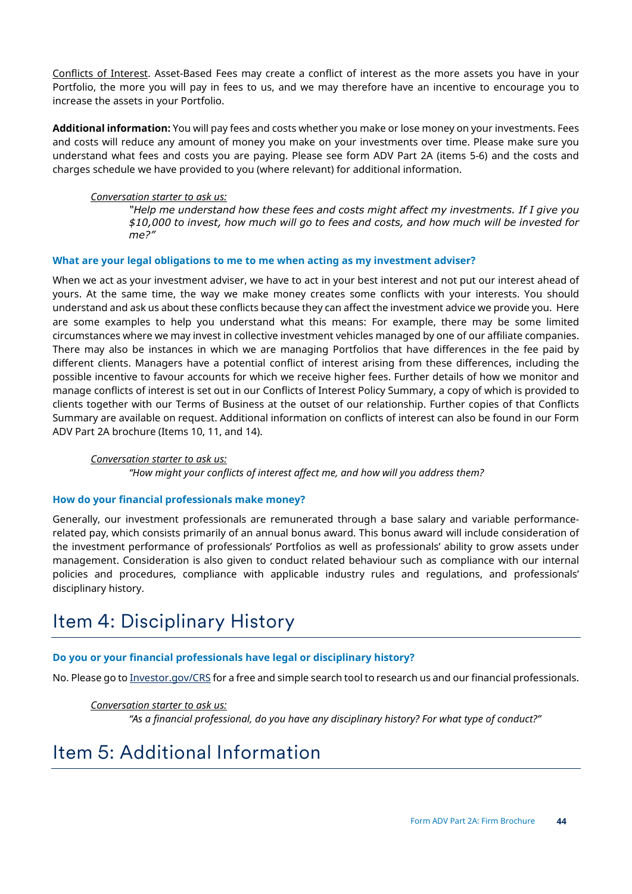Conflicts of Interest. Asset-Based Fees may create a conflict of interest as the more assets you have in your Portfolio, the more you will pay in fees to us, and we may therefore have an incentive to encourage you to increase the assets in your Portfolio.

**Additional information:** You will pay fees and costs whether you make or lose money on your investments. Fees and costs will reduce any amount of money you make on your investments over time. Please make sure you understand what fees and costs you are paying. Please see form ADV Part 2A (items 5-6) and the costs and charges schedule we have provided to you (where relevant) for additional information.

> *Conversation starter to ask us:*
>
> *"Help me understand how these fees and costs might affect my investments. If I give you $10,000 to invest, how much will go to fees and costs, and how much will be invested for me?"*

### What are your legal obligations to me to me when acting as my investment adviser?

When we act as your investment adviser, we have to act in your best interest and not put our interest ahead of yours. At the same time, the way we make money creates some conflicts with your interests. You should understand and ask us about these conflicts because they can affect the investment advice we provide you. Here are some examples to help you understand what this means: For example, there may be some limited circumstances where we may invest in collective investment vehicles managed by one of our affiliate companies. There may also be instances in which we are managing Portfolios that have differences in the fee paid by different clients. Managers have a potential conflict of interest arising from these differences, including the possible incentive to favour accounts for which we receive higher fees. Further details of how we monitor and manage conflicts of interest is set out in our Conflicts of Interest Policy Summary, a copy of which is provided to clients together with our Terms of Business at the outset of our relationship. Further copies of that Conflicts Summary are available on request. Additional information on conflicts of interest can also be found in our Form ADV Part 2A brochure (Items 10, 11, and 14).

> *Conversation starter to ask us:*
>
> *"How might your conflicts of interest affect me, and how will you address them?*

### How do your financial professionals make money?

Generally, our investment professionals are remunerated through a base salary and variable performance-related pay, which consists primarily of an annual bonus award. This bonus award will include consideration of the investment performance of professionals' Portfolios as well as professionals' ability to grow assets under management. Consideration is also given to conduct related behaviour such as compliance with our internal policies and procedures, compliance with applicable industry rules and regulations, and professionals' disciplinary history.

# Item 4: Disciplinary History

### Do you or your financial professionals have legal or disciplinary history?

No. Please go to Investor.gov/CRS for a free and simple search tool to research us and our financial professionals.

> *Conversation starter to ask us:*
>
> *"As a financial professional, do you have any disciplinary history? For what type of conduct?"*

# Item 5: Additional Information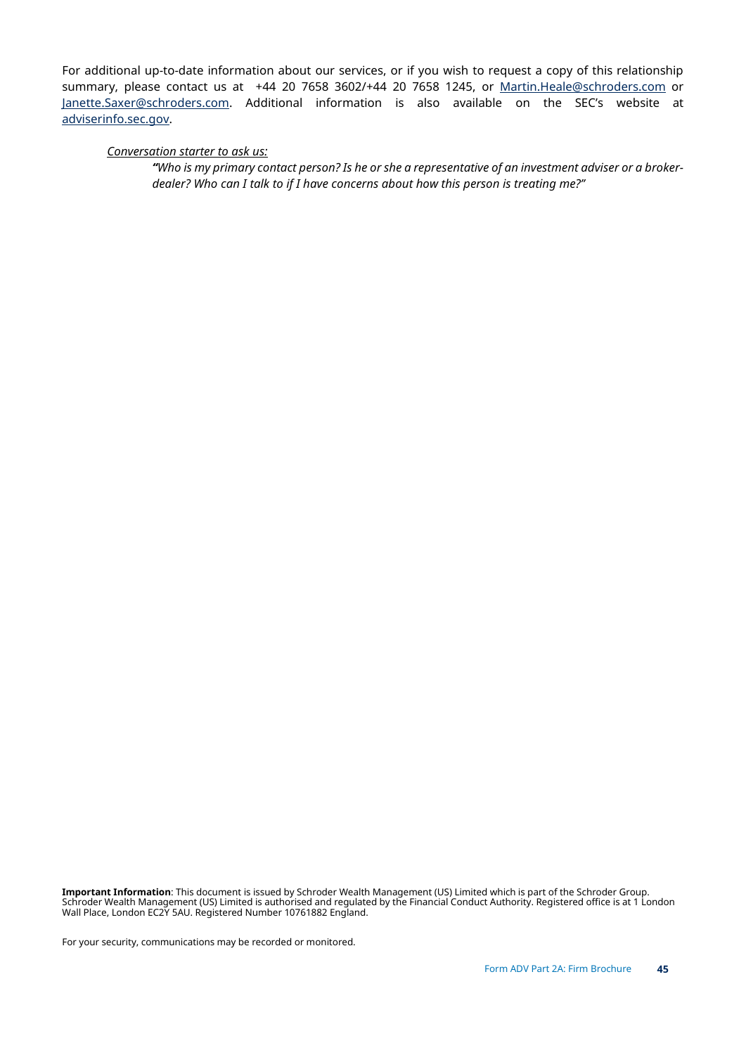For additional up-to-date information about our services, or if you wish to request a copy of this relationship summary, please contact us at +44 20 7658 3602/+44 20 7658 1245, or Martin.Heale@schroders.com or Janette.Saxer@schroders.com. Additional information is also available on the SEC's website at adviserinfo.sec.gov.

*Conversation starter to ask us:*

> *"Who is my primary contact person? Is he or she a representative of an investment adviser or a broker-dealer? Who can I talk to if I have concerns about how this person is treating me?"*

**Important Information**: This document is issued by Schroder Wealth Management (US) Limited which is part of the Schroder Group. Schroder Wealth Management (US) Limited is authorised and regulated by the Financial Conduct Authority. Registered office is at 1 London Wall Place, London EC2Y 5AU. Registered Number 10761882 England.

For your security, communications may be recorded or monitored.